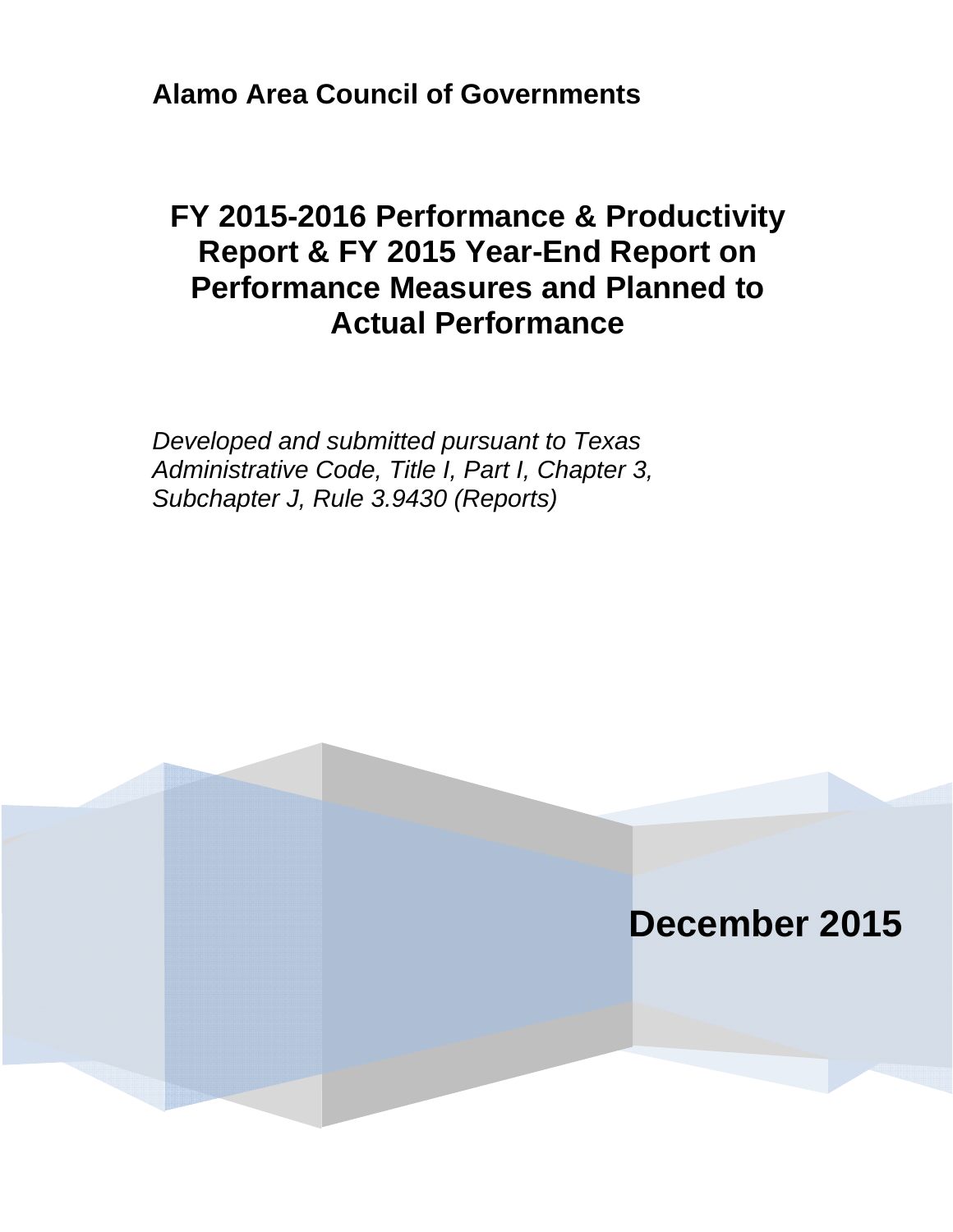**Alamo Area Council of Governments**

# FY 2015-2016 Performance & Productivity Report & FY 2015 Year-End Report on Performance Measures and Planned to Actual Performance

*Developed and submitted pursuant to Texas Administrative Code, Title I, Part I, Chapter 3, Subchapter J, Rule 3.9430 (Reports)*

**December 2015**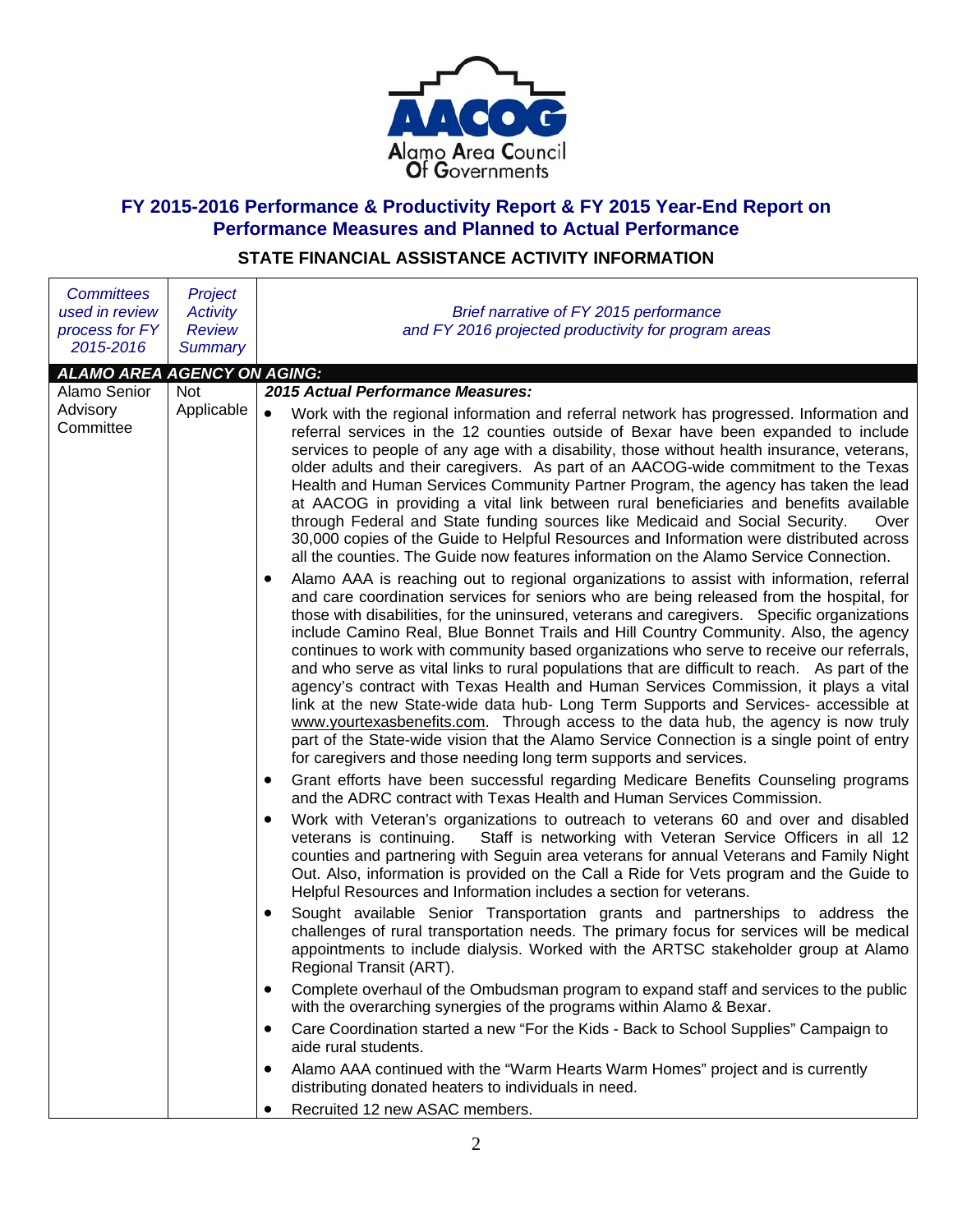**AACOG**
Alamo Area Council Of Governments

## FY 2015-2016 Performance & Productivity Report & FY 2015 Year-End Report on Performance Measures and Planned to Actual Performance

### STATE FINANCIAL ASSISTANCE ACTIVITY INFORMATION

| *Committees used in review process for FY 2015-2016* | *Project Activity Review Summary* | *Brief narrative of FY 2015 performance and FY 2016 projected productivity for program areas* |
|---|---|---|
| ***ALAMO AREA AGENCY ON AGING:*** | | |
| Alamo Senior Advisory Committee | Not Applicable | ***2015 Actual Performance Measures:*** <br>• Work with the regional information and referral network has progressed. Information and referral services in the 12 counties outside of Bexar have been expanded to include services to people of any age with a disability, those without health insurance, veterans, older adults and their caregivers. As part of an AACOG-wide commitment to the Texas Health and Human Services Community Partner Program, the agency has taken the lead at AACOG in providing a vital link between rural beneficiaries and benefits available through Federal and State funding sources like Medicaid and Social Security. Over 30,000 copies of the Guide to Helpful Resources and Information were distributed across all the counties. The Guide now features information on the Alamo Service Connection.<br>• Alamo AAA is reaching out to regional organizations to assist with information, referral and care coordination services for seniors who are being released from the hospital, for those with disabilities, for the uninsured, veterans and caregivers. Specific organizations include Camino Real, Blue Bonnet Trails and Hill Country Community. Also, the agency continues to work with community based organizations who serve to receive our referrals, and who serve as vital links to rural populations that are difficult to reach. As part of the agency's contract with Texas Health and Human Services Commission, it plays a vital link at the new State-wide data hub- Long Term Supports and Services- accessible at www.yourtexasbenefits.com. Through access to the data hub, the agency is now truly part of the State-wide vision that the Alamo Service Connection is a single point of entry for caregivers and those needing long term supports and services.<br>• Grant efforts have been successful regarding Medicare Benefits Counseling programs and the ADRC contract with Texas Health and Human Services Commission.<br>• Work with Veteran's organizations to outreach to veterans 60 and over and disabled veterans is continuing. Staff is networking with Veteran Service Officers in all 12 counties and partnering with Seguin area veterans for annual Veterans and Family Night Out. Also, information is provided on the Call a Ride for Vets program and the Guide to Helpful Resources and Information includes a section for veterans.<br>• Sought available Senior Transportation grants and partnerships to address the challenges of rural transportation needs. The primary focus for services will be medical appointments to include dialysis. Worked with the ARTSC stakeholder group at Alamo Regional Transit (ART).<br>• Complete overhaul of the Ombudsman program to expand staff and services to the public with the overarching synergies of the programs within Alamo & Bexar.<br>• Care Coordination started a new "For the Kids - Back to School Supplies" Campaign to aide rural students.<br>• Alamo AAA continued with the "Warm Hearts Warm Homes" project and is currently distributing donated heaters to individuals in need.<br>• Recruited 12 new ASAC members. |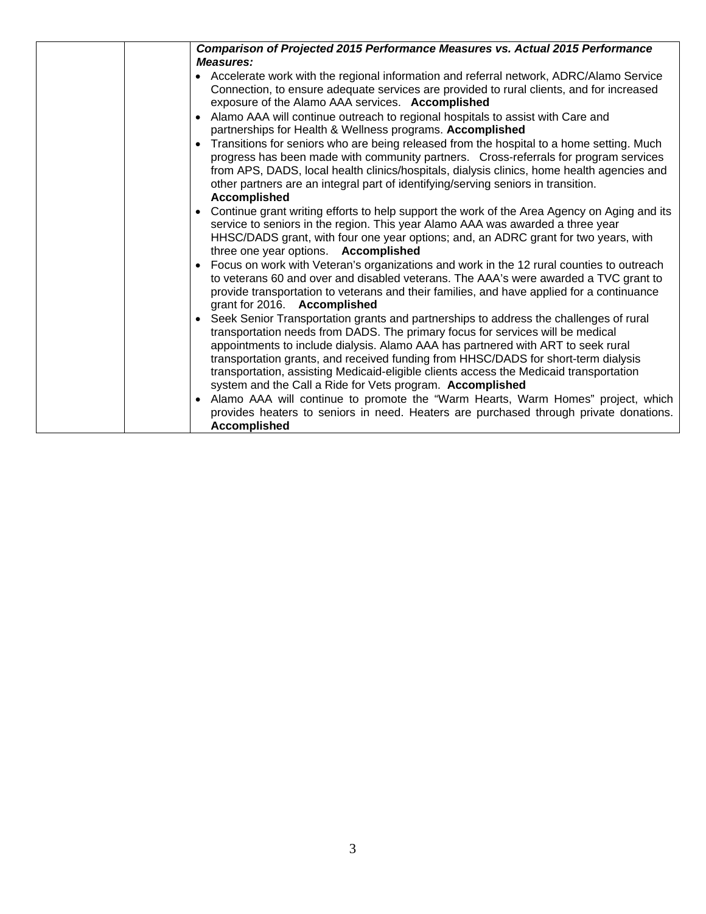| | | ***Comparison of Projected 2015 Performance Measures vs. Actual 2015 Performance Measures:*** <br> • Accelerate work with the regional information and referral network, ADRC/Alamo Service Connection, to ensure adequate services are provided to rural clients, and for increased exposure of the Alamo AAA services. **Accomplished** <br> • Alamo AAA will continue outreach to regional hospitals to assist with Care and partnerships for Health & Wellness programs. **Accomplished** <br> • Transitions for seniors who are being released from the hospital to a home setting. Much progress has been made with community partners. Cross-referrals for program services from APS, DADS, local health clinics/hospitals, dialysis clinics, home health agencies and other partners are an integral part of identifying/serving seniors in transition. **Accomplished** <br> • Continue grant writing efforts to help support the work of the Area Agency on Aging and its service to seniors in the region. This year Alamo AAA was awarded a three year HHSC/DADS grant, with four one year options; and, an ADRC grant for two years, with three one year options. **Accomplished** <br> • Focus on work with Veteran's organizations and work in the 12 rural counties to outreach to veterans 60 and over and disabled veterans. The AAA's were awarded a TVC grant to provide transportation to veterans and their families, and have applied for a continuance grant for 2016. **Accomplished** <br> • Seek Senior Transportation grants and partnerships to address the challenges of rural transportation needs from DADS. The primary focus for services will be medical appointments to include dialysis. Alamo AAA has partnered with ART to seek rural transportation grants, and received funding from HHSC/DADS for short-term dialysis transportation, assisting Medicaid-eligible clients access the Medicaid transportation system and the Call a Ride for Vets program. **Accomplished** <br> • Alamo AAA will continue to promote the "Warm Hearts, Warm Homes" project, which provides heaters to seniors in need. Heaters are purchased through private donations. **Accomplished** |
|---|---|---|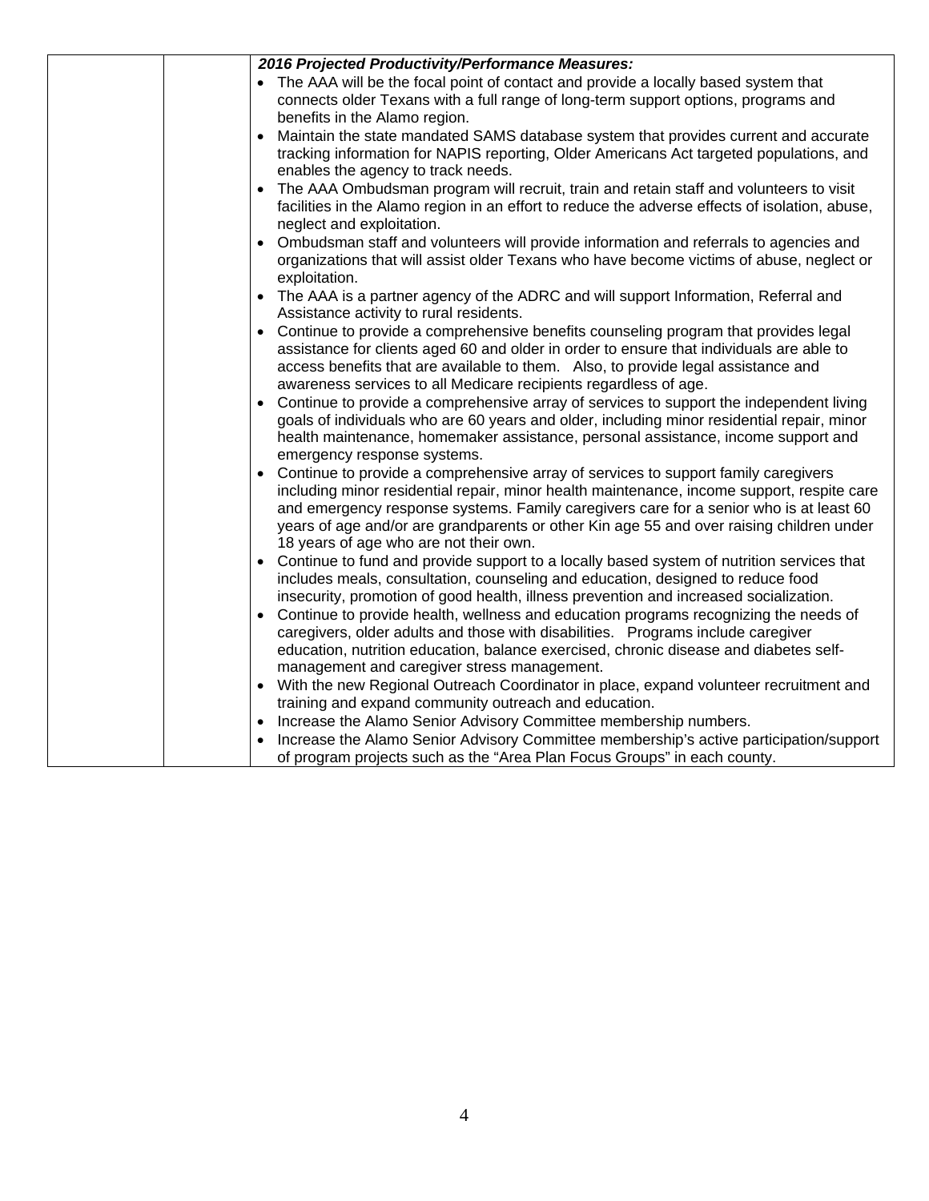| | | ***2016 Projected Productivity/Performance Measures:*** <br>• The AAA will be the focal point of contact and provide a locally based system that connects older Texans with a full range of long-term support options, programs and benefits in the Alamo region. <br>• Maintain the state mandated SAMS database system that provides current and accurate tracking information for NAPIS reporting, Older Americans Act targeted populations, and enables the agency to track needs. <br>• The AAA Ombudsman program will recruit, train and retain staff and volunteers to visit facilities in the Alamo region in an effort to reduce the adverse effects of isolation, abuse, neglect and exploitation. <br>• Ombudsman staff and volunteers will provide information and referrals to agencies and organizations that will assist older Texans who have become victims of abuse, neglect or exploitation. <br>• The AAA is a partner agency of the ADRC and will support Information, Referral and Assistance activity to rural residents. <br>• Continue to provide a comprehensive benefits counseling program that provides legal assistance for clients aged 60 and older in order to ensure that individuals are able to access benefits that are available to them. Also, to provide legal assistance and awareness services to all Medicare recipients regardless of age. <br>• Continue to provide a comprehensive array of services to support the independent living goals of individuals who are 60 years and older, including minor residential repair, minor health maintenance, homemaker assistance, personal assistance, income support and emergency response systems. <br>• Continue to provide a comprehensive array of services to support family caregivers including minor residential repair, minor health maintenance, income support, respite care and emergency response systems. Family caregivers care for a senior who is at least 60 years of age and/or are grandparents or other Kin age 55 and over raising children under 18 years of age who are not their own. <br>• Continue to fund and provide support to a locally based system of nutrition services that includes meals, consultation, counseling and education, designed to reduce food insecurity, promotion of good health, illness prevention and increased socialization. <br>• Continue to provide health, wellness and education programs recognizing the needs of caregivers, older adults and those with disabilities. Programs include caregiver education, nutrition education, balance exercised, chronic disease and diabetes self-management and caregiver stress management. <br>• With the new Regional Outreach Coordinator in place, expand volunteer recruitment and training and expand community outreach and education. <br>• Increase the Alamo Senior Advisory Committee membership numbers. <br>• Increase the Alamo Senior Advisory Committee membership's active participation/support of program projects such as the "Area Plan Focus Groups" in each county. |
|---|---|---|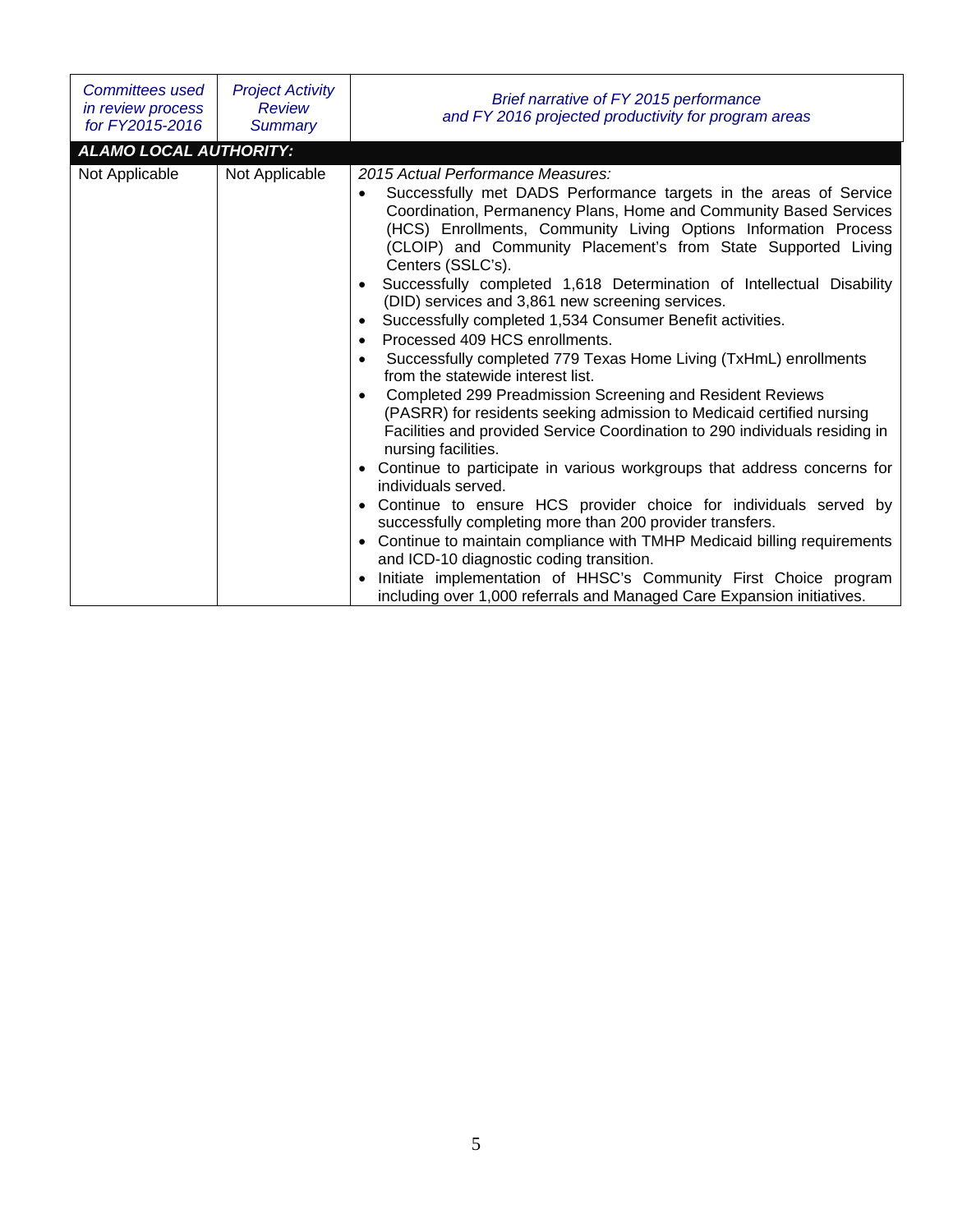| *Committees used in review process for FY2015-2016* | *Project Activity Review Summary* | *Brief narrative of FY 2015 performance and FY 2016 projected productivity for program areas* |
|---|---|---|
| ***ALAMO LOCAL AUTHORITY:*** | | |
| Not Applicable | Not Applicable | *2015 Actual Performance Measures:*<br>• Successfully met DADS Performance targets in the areas of Service Coordination, Permanency Plans, Home and Community Based Services (HCS) Enrollments, Community Living Options Information Process (CLOIP) and Community Placement's from State Supported Living Centers (SSLC's).<br>• Successfully completed 1,618 Determination of Intellectual Disability (DID) services and 3,861 new screening services.<br>• Successfully completed 1,534 Consumer Benefit activities.<br>• Processed 409 HCS enrollments.<br>• Successfully completed 779 Texas Home Living (TxHmL) enrollments from the statewide interest list.<br>• Completed 299 Preadmission Screening and Resident Reviews (PASRR) for residents seeking admission to Medicaid certified nursing Facilities and provided Service Coordination to 290 individuals residing in nursing facilities.<br>• Continue to participate in various workgroups that address concerns for individuals served.<br>• Continue to ensure HCS provider choice for individuals served by successfully completing more than 200 provider transfers.<br>• Continue to maintain compliance with TMHP Medicaid billing requirements and ICD-10 diagnostic coding transition.<br>• Initiate implementation of HHSC's Community First Choice program including over 1,000 referrals and Managed Care Expansion initiatives. |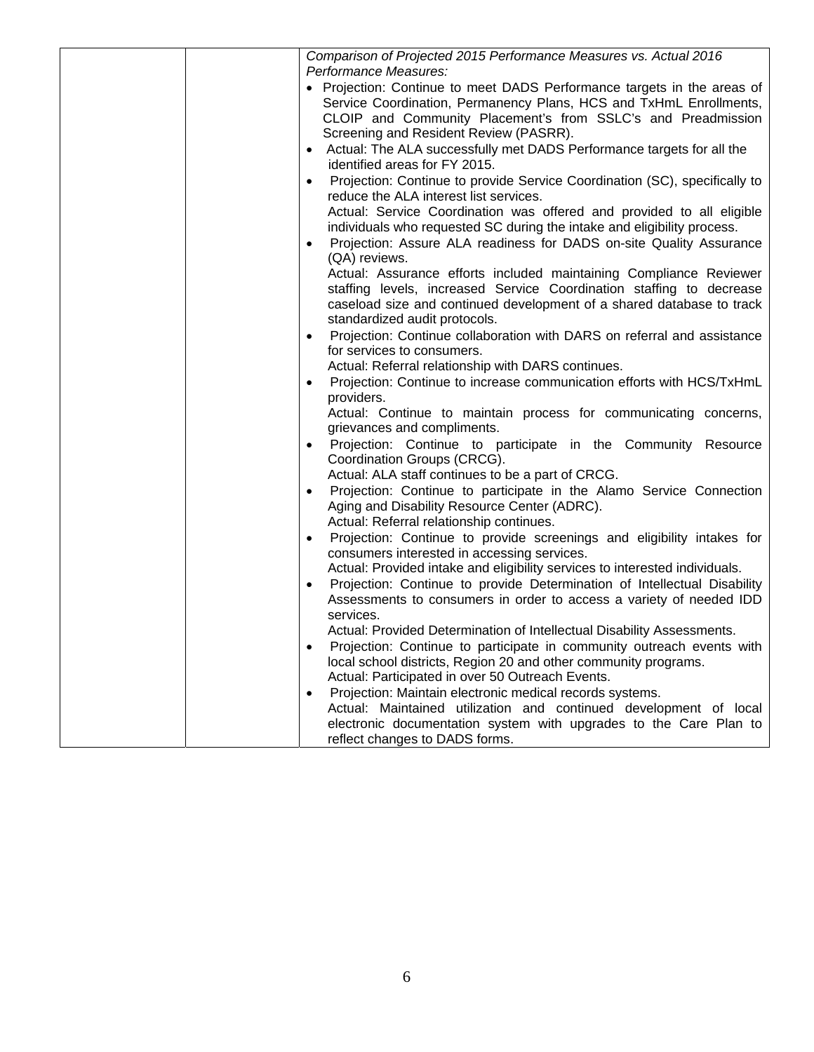| | | *Comparison of Projected 2015 Performance Measures vs. Actual 2016 Performance Measures:*<br>• Projection: Continue to meet DADS Performance targets in the areas of Service Coordination, Permanency Plans, HCS and TxHmL Enrollments, CLOIP and Community Placement's from SSLC's and Preadmission Screening and Resident Review (PASRR).<br>• Actual: The ALA successfully met DADS Performance targets for all the identified areas for FY 2015.<br>• Projection: Continue to provide Service Coordination (SC), specifically to reduce the ALA interest list services.<br>Actual: Service Coordination was offered and provided to all eligible individuals who requested SC during the intake and eligibility process.<br>• Projection: Assure ALA readiness for DADS on-site Quality Assurance (QA) reviews.<br>Actual: Assurance efforts included maintaining Compliance Reviewer staffing levels, increased Service Coordination staffing to decrease caseload size and continued development of a shared database to track standardized audit protocols.<br>• Projection: Continue collaboration with DARS on referral and assistance for services to consumers.<br>Actual: Referral relationship with DARS continues.<br>• Projection: Continue to increase communication efforts with HCS/TxHmL providers.<br>Actual: Continue to maintain process for communicating concerns, grievances and compliments.<br>• Projection: Continue to participate in the Community Resource Coordination Groups (CRCG).<br>Actual: ALA staff continues to be a part of CRCG.<br>• Projection: Continue to participate in the Alamo Service Connection Aging and Disability Resource Center (ADRC).<br>Actual: Referral relationship continues.<br>• Projection: Continue to provide screenings and eligibility intakes for consumers interested in accessing services.<br>Actual: Provided intake and eligibility services to interested individuals.<br>• Projection: Continue to provide Determination of Intellectual Disability Assessments to consumers in order to access a variety of needed IDD services.<br>Actual: Provided Determination of Intellectual Disability Assessments.<br>• Projection: Continue to participate in community outreach events with local school districts, Region 20 and other community programs.<br>Actual: Participated in over 50 Outreach Events.<br>• Projection: Maintain electronic medical records systems.<br>Actual: Maintained utilization and continued development of local electronic documentation system with upgrades to the Care Plan to reflect changes to DADS forms. |
|---|---|---|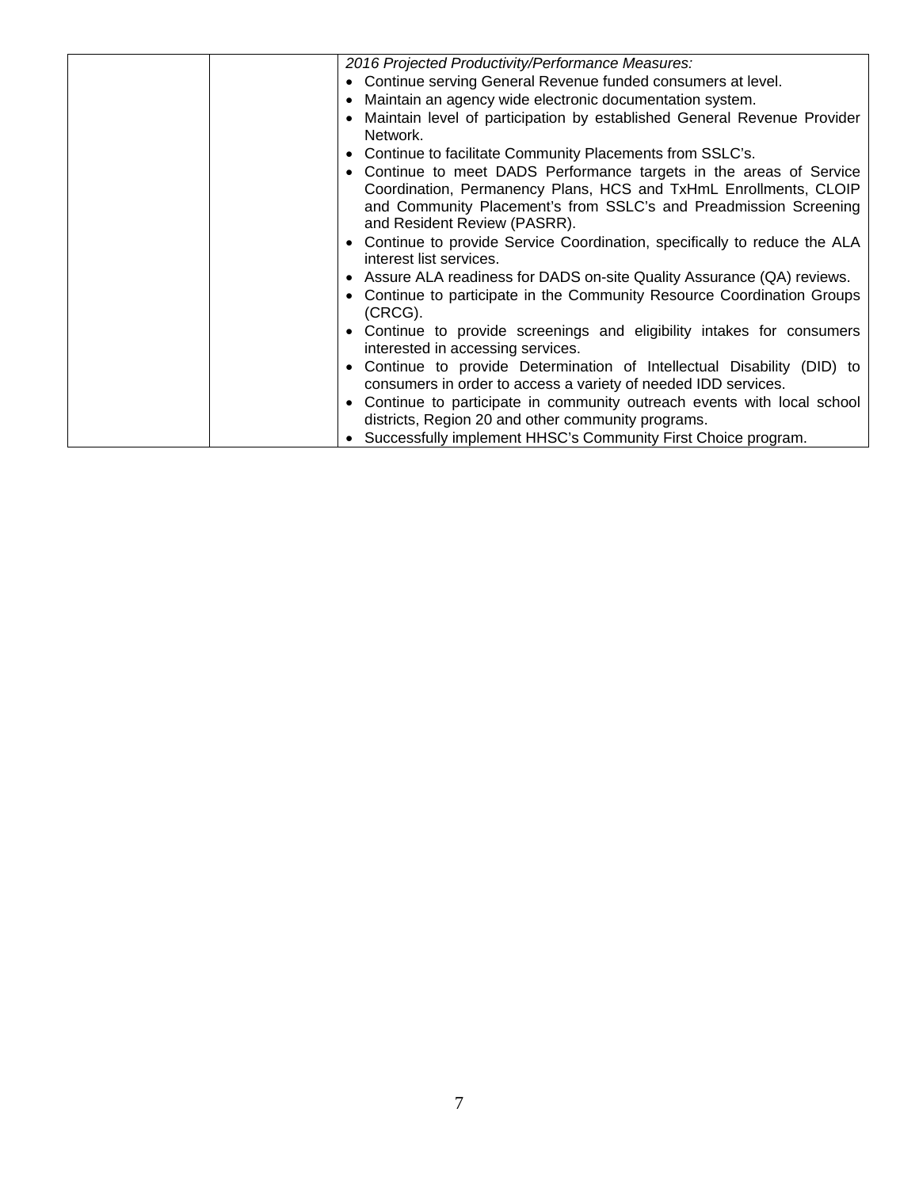| | | *2016 Projected Productivity/Performance Measures:*<br>• Continue serving General Revenue funded consumers at level.<br>• Maintain an agency wide electronic documentation system.<br>• Maintain level of participation by established General Revenue Provider Network.<br>• Continue to facilitate Community Placements from SSLC's.<br>• Continue to meet DADS Performance targets in the areas of Service Coordination, Permanency Plans, HCS and TxHmL Enrollments, CLOIP and Community Placement's from SSLC's and Preadmission Screening and Resident Review (PASRR).<br>• Continue to provide Service Coordination, specifically to reduce the ALA interest list services.<br>• Assure ALA readiness for DADS on-site Quality Assurance (QA) reviews.<br>• Continue to participate in the Community Resource Coordination Groups (CRCG).<br>• Continue to provide screenings and eligibility intakes for consumers interested in accessing services.<br>• Continue to provide Determination of Intellectual Disability (DID) to consumers in order to access a variety of needed IDD services.<br>• Continue to participate in community outreach events with local school districts, Region 20 and other community programs.<br>• Successfully implement HHSC's Community First Choice program. |
|---|---|---|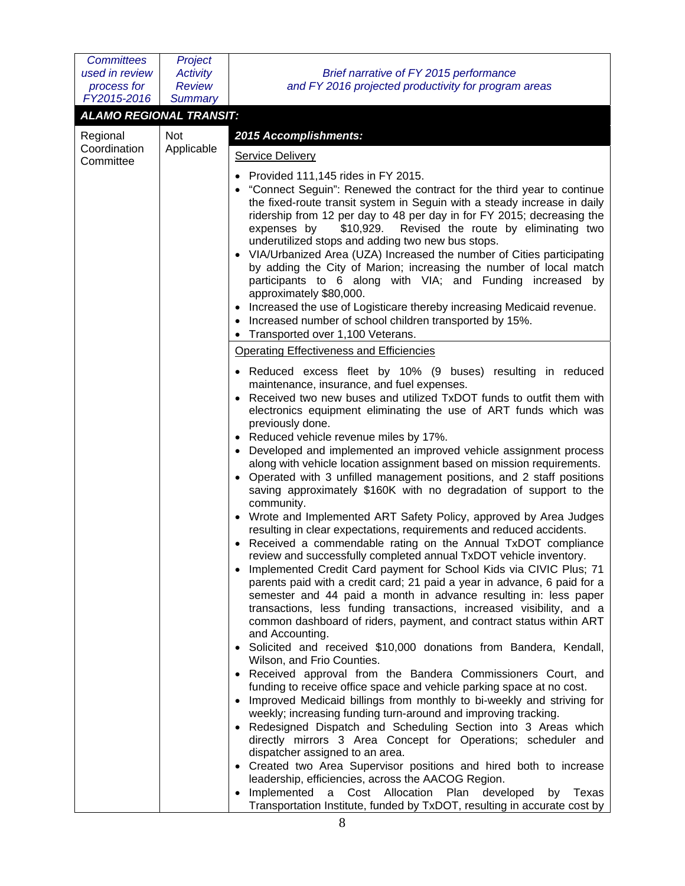| *Committees used in review process for FY2015-2016* | *Project Activity Review Summary* | *Brief narrative of FY 2015 performance and FY 2016 projected productivity for program areas* |
|---|---|---|
| ***ALAMO REGIONAL TRANSIT:*** | | |
| Regional Coordination Committee | Not Applicable | ***2015 Accomplishments:*** <br> <u>Service Delivery</u> <br> • Provided 111,145 rides in FY 2015. <br> • "Connect Seguin": Renewed the contract for the third year to continue the fixed-route transit system in Seguin with a steady increase in daily ridership from 12 per day to 48 per day in for FY 2015; decreasing the expenses by $10,929. Revised the route by eliminating two underutilized stops and adding two new bus stops. <br> • VIA/Urbanized Area (UZA) Increased the number of Cities participating by adding the City of Marion; increasing the number of local match participants to 6 along with VIA; and Funding increased by approximately $80,000. <br> • Increased the use of Logisticare thereby increasing Medicaid revenue. <br> • Increased number of school children transported by 15%. <br> • Transported over 1,100 Veterans. |
| | | <u>Operating Effectiveness and Efficiencies</u> <br> • Reduced excess fleet by 10% (9 buses) resulting in reduced maintenance, insurance, and fuel expenses. <br> • Received two new buses and utilized TxDOT funds to outfit them with electronics equipment eliminating the use of ART funds which was previously done. <br> • Reduced vehicle revenue miles by 17%. <br> • Developed and implemented an improved vehicle assignment process along with vehicle location assignment based on mission requirements. <br> • Operated with 3 unfilled management positions, and 2 staff positions saving approximately $160K with no degradation of support to the community. <br> • Wrote and Implemented ART Safety Policy, approved by Area Judges resulting in clear expectations, requirements and reduced accidents. <br> • Received a commendable rating on the Annual TxDOT compliance review and successfully completed annual TxDOT vehicle inventory. <br> • Implemented Credit Card payment for School Kids via CIVIC Plus; 71 parents paid with a credit card; 21 paid a year in advance, 6 paid for a semester and 44 paid a month in advance resulting in: less paper transactions, less funding transactions, increased visibility, and a common dashboard of riders, payment, and contract status within ART and Accounting. <br> • Solicited and received $10,000 donations from Bandera, Kendall, Wilson, and Frio Counties. <br> • Received approval from the Bandera Commissioners Court, and funding to receive office space and vehicle parking space at no cost. <br> • Improved Medicaid billings from monthly to bi-weekly and striving for weekly; increasing funding turn-around and improving tracking. <br> • Redesigned Dispatch and Scheduling Section into 3 Areas which directly mirrors 3 Area Concept for Operations; scheduler and dispatcher assigned to an area. <br> • Created two Area Supervisor positions and hired both to increase leadership, efficiencies, across the AACOG Region. <br> • Implemented a Cost Allocation Plan developed by Texas Transportation Institute, funded by TxDOT, resulting in accurate cost by |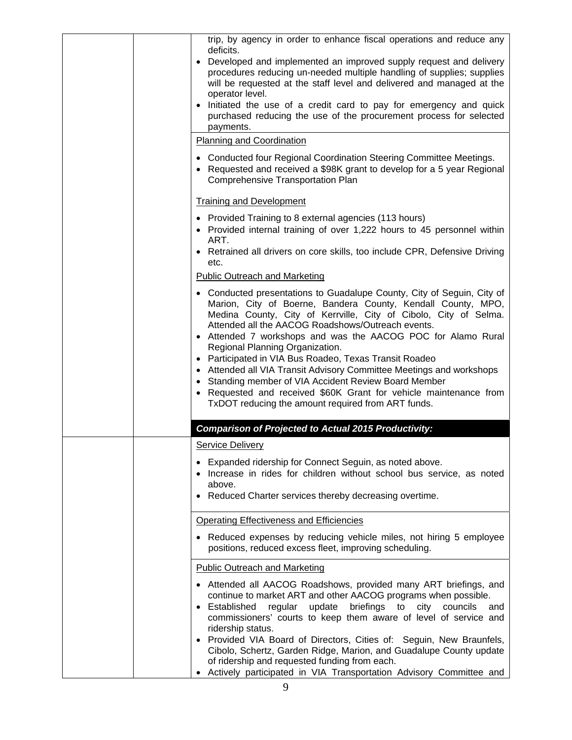trip, by agency in order to enhance fiscal operations and reduce any deficits.

- Developed and implemented an improved supply request and delivery procedures reducing un-needed multiple handling of supplies; supplies will be requested at the staff level and delivered and managed at the operator level.
- Initiated the use of a credit card to pay for emergency and quick purchased reducing the use of the procurement process for selected payments.

Planning and Coordination

- Conducted four Regional Coordination Steering Committee Meetings.
- Requested and received a $98K grant to develop for a 5 year Regional Comprehensive Transportation Plan

Training and Development

- Provided Training to 8 external agencies (113 hours)
- Provided internal training of over 1,222 hours to 45 personnel within ART.
- Retrained all drivers on core skills, too include CPR, Defensive Driving etc.

Public Outreach and Marketing

- Conducted presentations to Guadalupe County, City of Seguin, City of Marion, City of Boerne, Bandera County, Kendall County, MPO, Medina County, City of Kerrville, City of Cibolo, City of Selma. Attended all the AACOG Roadshows/Outreach events.
- Attended 7 workshops and was the AACOG POC for Alamo Rural Regional Planning Organization.
- Participated in VIA Bus Roadeo, Texas Transit Roadeo
- Attended all VIA Transit Advisory Committee Meetings and workshops
- Standing member of VIA Accident Review Board Member
- Requested and received $60K Grant for vehicle maintenance from TxDOT reducing the amount required from ART funds.

***Comparison of Projected to Actual 2015 Productivity:***

Service Delivery

- Expanded ridership for Connect Seguin, as noted above.
- Increase in rides for children without school bus service, as noted above.
- Reduced Charter services thereby decreasing overtime.

Operating Effectiveness and Efficiencies

- Reduced expenses by reducing vehicle miles, not hiring 5 employee positions, reduced excess fleet, improving scheduling.

Public Outreach and Marketing

- Attended all AACOG Roadshows, provided many ART briefings, and continue to market ART and other AACOG programs when possible.
- Established regular update briefings to city councils and commissioners' courts to keep them aware of level of service and ridership status.
- Provided VIA Board of Directors, Cities of: Seguin, New Braunfels, Cibolo, Schertz, Garden Ridge, Marion, and Guadalupe County update of ridership and requested funding from each.
- Actively participated in VIA Transportation Advisory Committee and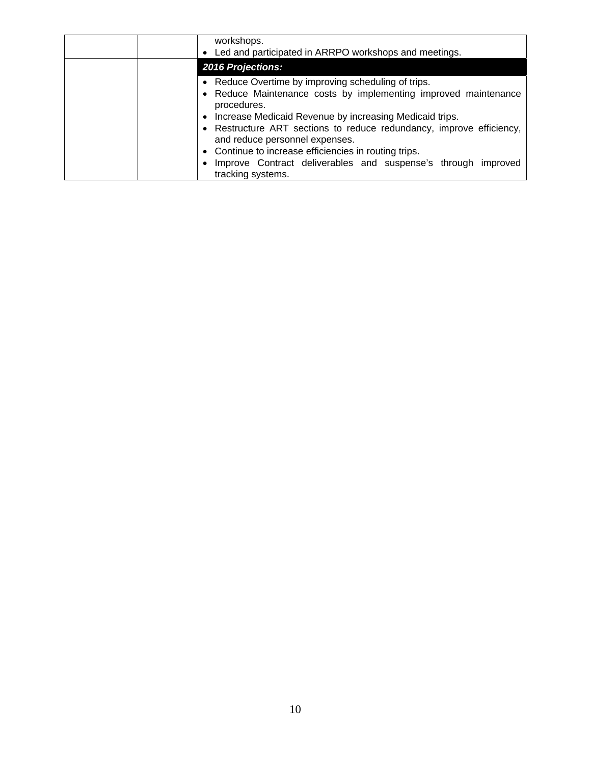| | | workshops.<br>• Led and participated in ARRPO workshops and meetings. |
|---|---|---|
| | | ***2016 Projections:*** |
| | | • Reduce Overtime by improving scheduling of trips.<br>• Reduce Maintenance costs by implementing improved maintenance procedures.<br>• Increase Medicaid Revenue by increasing Medicaid trips.<br>• Restructure ART sections to reduce redundancy, improve efficiency, and reduce personnel expenses.<br>• Continue to increase efficiencies in routing trips.<br>• Improve Contract deliverables and suspense's through improved tracking systems. |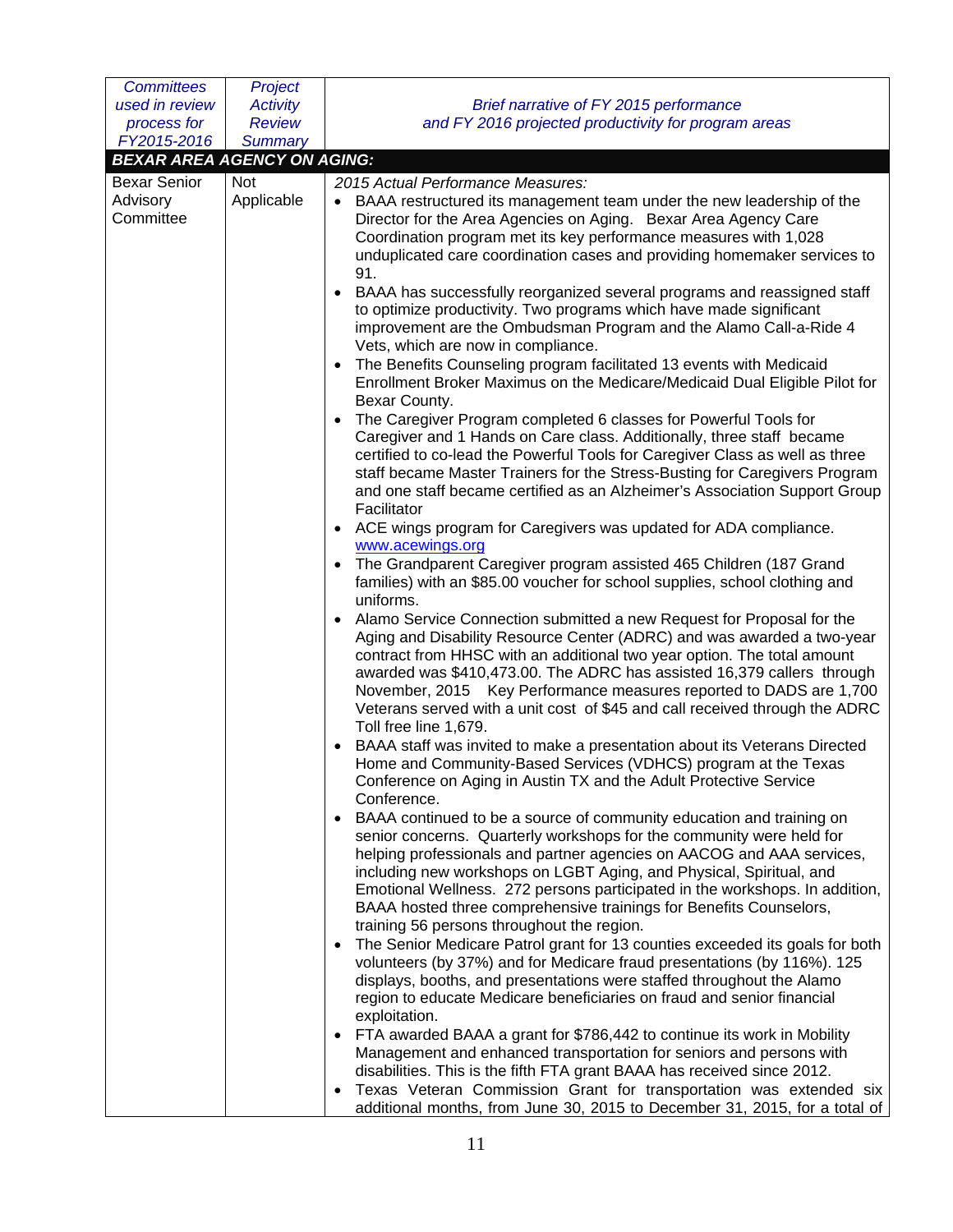| *Committees used in review process for FY2015-2016* | *Project Activity Review Summary* | *Brief narrative of FY 2015 performance and FY 2016 projected productivity for program areas* |
|---|---|---|
| ***BEXAR AREA AGENCY ON AGING:*** | | |
| Bexar Senior Advisory Committee | Not Applicable | *2015 Actual Performance Measures:*<br>• BAAA restructured its management team under the new leadership of the Director for the Area Agencies on Aging. Bexar Area Agency Care Coordination program met its key performance measures with 1,028 unduplicated care coordination cases and providing homemaker services to 91.<br>• BAAA has successfully reorganized several programs and reassigned staff to optimize productivity. Two programs which have made significant improvement are the Ombudsman Program and the Alamo Call-a-Ride 4 Vets, which are now in compliance.<br>• The Benefits Counseling program facilitated 13 events with Medicaid Enrollment Broker Maximus on the Medicare/Medicaid Dual Eligible Pilot for Bexar County.<br>• The Caregiver Program completed 6 classes for Powerful Tools for Caregiver and 1 Hands on Care class. Additionally, three staff became certified to co-lead the Powerful Tools for Caregiver Class as well as three staff became Master Trainers for the Stress-Busting for Caregivers Program and one staff became certified as an Alzheimer's Association Support Group Facilitator<br>• ACE wings program for Caregivers was updated for ADA compliance. www.acewings.org<br>• The Grandparent Caregiver program assisted 465 Children (187 Grand families) with an $85.00 voucher for school supplies, school clothing and uniforms.<br>• Alamo Service Connection submitted a new Request for Proposal for the Aging and Disability Resource Center (ADRC) and was awarded a two-year contract from HHSC with an additional two year option. The total amount awarded was $410,473.00. The ADRC has assisted 16,379 callers through November, 2015 Key Performance measures reported to DADS are 1,700 Veterans served with a unit cost of $45 and call received through the ADRC Toll free line 1,679.<br>• BAAA staff was invited to make a presentation about its Veterans Directed Home and Community-Based Services (VDHCS) program at the Texas Conference on Aging in Austin TX and the Adult Protective Service Conference.<br>• BAAA continued to be a source of community education and training on senior concerns. Quarterly workshops for the community were held for helping professionals and partner agencies on AACOG and AAA services, including new workshops on LGBT Aging, and Physical, Spiritual, and Emotional Wellness. 272 persons participated in the workshops. In addition, BAAA hosted three comprehensive trainings for Benefits Counselors, training 56 persons throughout the region.<br>• The Senior Medicare Patrol grant for 13 counties exceeded its goals for both volunteers (by 37%) and for Medicare fraud presentations (by 116%). 125 displays, booths, and presentations were staffed throughout the Alamo region to educate Medicare beneficiaries on fraud and senior financial exploitation.<br>• FTA awarded BAAA a grant for $786,442 to continue its work in Mobility Management and enhanced transportation for seniors and persons with disabilities. This is the fifth FTA grant BAAA has received since 2012.<br>• Texas Veteran Commission Grant for transportation was extended six additional months, from June 30, 2015 to December 31, 2015, for a total of |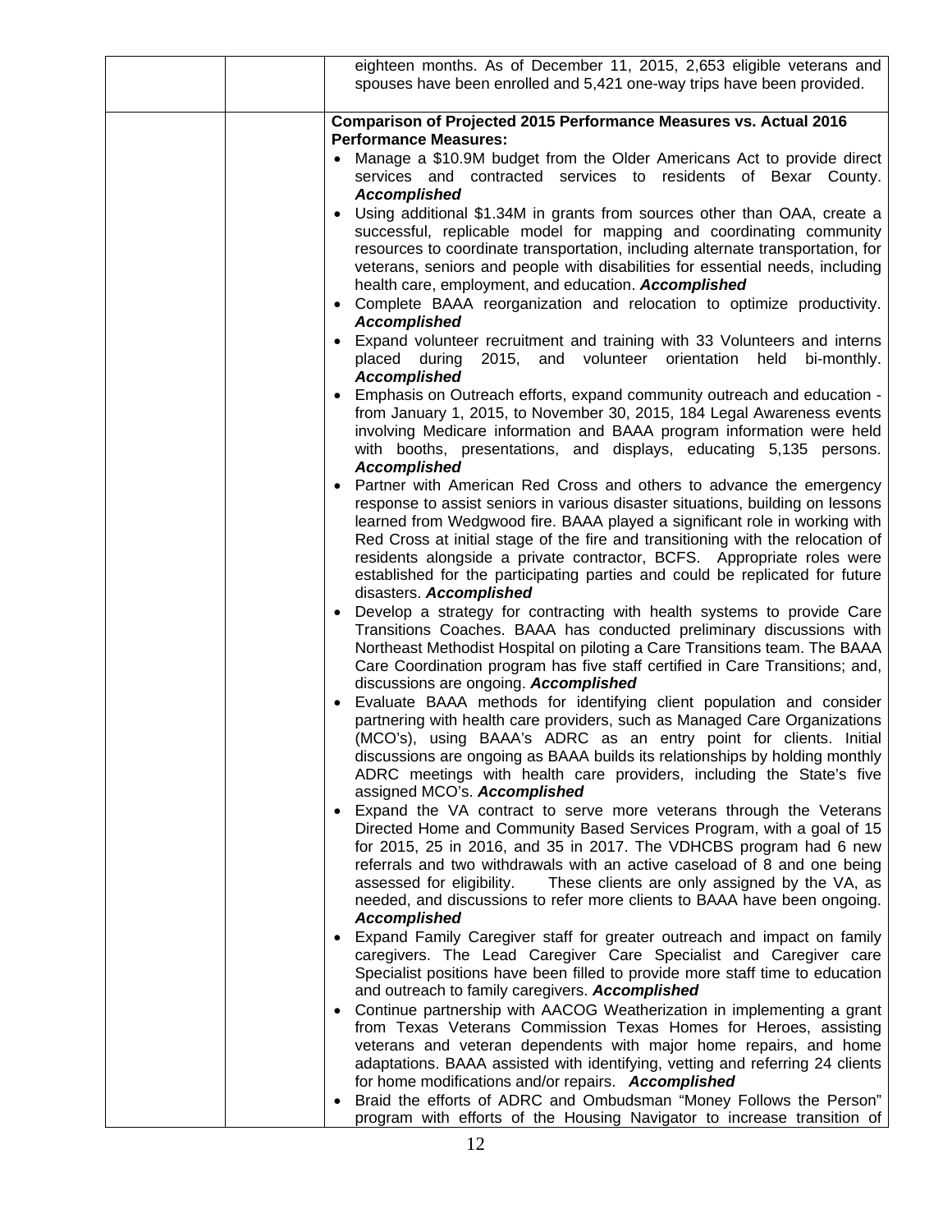| | | eighteen months. As of December 11, 2015, 2,653 eligible veterans and spouses have been enrolled and 5,421 one-way trips have been provided. |
|---|---|---|
| | | **Comparison of Projected 2015 Performance Measures vs. Actual 2016 Performance Measures:**<br>• Manage a $10.9M budget from the Older Americans Act to provide direct services and contracted services to residents of Bexar County. ***Accomplished***<br>• Using additional $1.34M in grants from sources other than OAA, create a successful, replicable model for mapping and coordinating community resources to coordinate transportation, including alternate transportation, for veterans, seniors and people with disabilities for essential needs, including health care, employment, and education. ***Accomplished***<br>• Complete BAAA reorganization and relocation to optimize productivity. ***Accomplished***<br>• Expand volunteer recruitment and training with 33 Volunteers and interns placed during 2015, and volunteer orientation held bi-monthly. ***Accomplished***<br>• Emphasis on Outreach efforts, expand community outreach and education - from January 1, 2015, to November 30, 2015, 184 Legal Awareness events involving Medicare information and BAAA program information were held with booths, presentations, and displays, educating 5,135 persons. ***Accomplished***<br>• Partner with American Red Cross and others to advance the emergency response to assist seniors in various disaster situations, building on lessons learned from Wedgwood fire. BAAA played a significant role in working with Red Cross at initial stage of the fire and transitioning with the relocation of residents alongside a private contractor, BCFS. Appropriate roles were established for the participating parties and could be replicated for future disasters. ***Accomplished***<br>• Develop a strategy for contracting with health systems to provide Care Transitions Coaches. BAAA has conducted preliminary discussions with Northeast Methodist Hospital on piloting a Care Transitions team. The BAAA Care Coordination program has five staff certified in Care Transitions; and, discussions are ongoing. ***Accomplished***<br>• Evaluate BAAA methods for identifying client population and consider partnering with health care providers, such as Managed Care Organizations (MCO's), using BAAA's ADRC as an entry point for clients. Initial discussions are ongoing as BAAA builds its relationships by holding monthly ADRC meetings with health care providers, including the State's five assigned MCO's. ***Accomplished***<br>• Expand the VA contract to serve more veterans through the Veterans Directed Home and Community Based Services Program, with a goal of 15 for 2015, 25 in 2016, and 35 in 2017. The VDHCBS program had 6 new referrals and two withdrawals with an active caseload of 8 and one being assessed for eligibility. These clients are only assigned by the VA, as needed, and discussions to refer more clients to BAAA have been ongoing. ***Accomplished***<br>• Expand Family Caregiver staff for greater outreach and impact on family caregivers. The Lead Caregiver Care Specialist and Caregiver care Specialist positions have been filled to provide more staff time to education and outreach to family caregivers. ***Accomplished***<br>• Continue partnership with AACOG Weatherization in implementing a grant from Texas Veterans Commission Texas Homes for Heroes, assisting veterans and veteran dependents with major home repairs, and home adaptations. BAAA assisted with identifying, vetting and referring 24 clients for home modifications and/or repairs. ***Accomplished***<br>• Braid the efforts of ADRC and Ombudsman "Money Follows the Person" program with efforts of the Housing Navigator to increase transition of |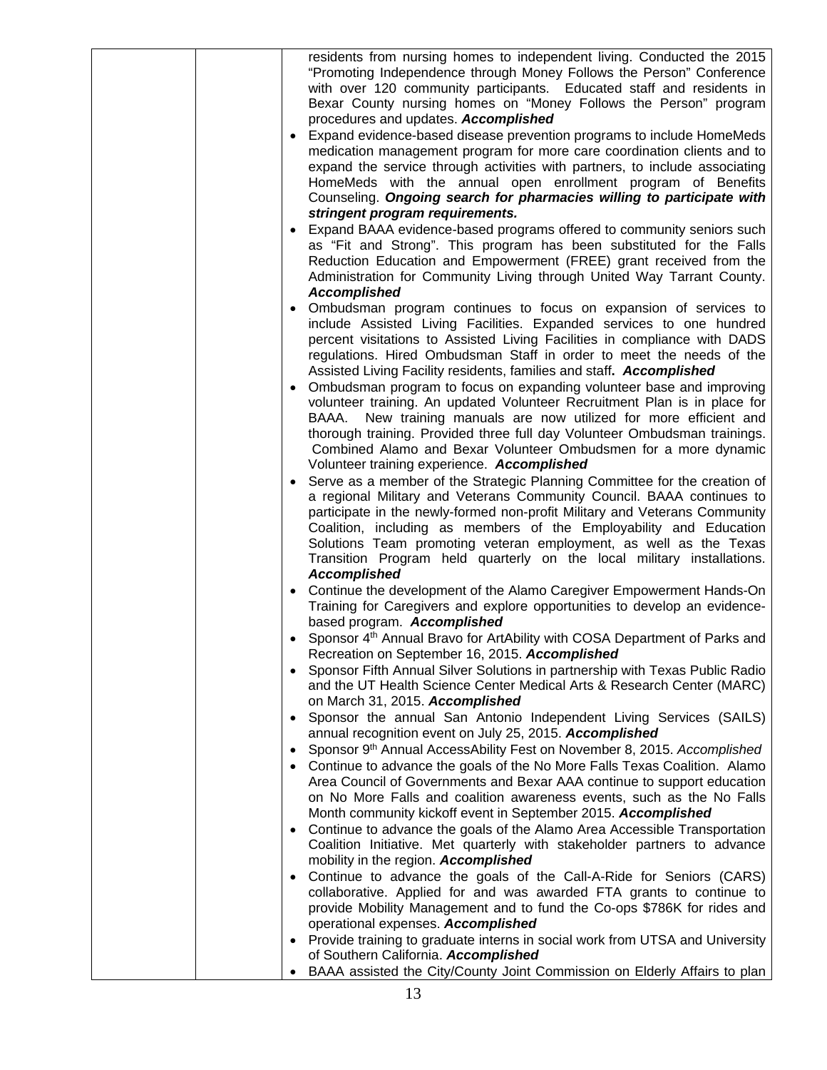| | | residents from nursing homes to independent living. Conducted the 2015 "Promoting Independence through Money Follows the Person" Conference with over 120 community participants. Educated staff and residents in Bexar County nursing homes on "Money Follows the Person" program procedures and updates. ***Accomplished***<br>• Expand evidence-based disease prevention programs to include HomeMeds medication management program for more care coordination clients and to expand the service through activities with partners, to include associating HomeMeds with the annual open enrollment program of Benefits Counseling. ***Ongoing search for pharmacies willing to participate with stringent program requirements.***<br>• Expand BAAA evidence-based programs offered to community seniors such as "Fit and Strong". This program has been substituted for the Falls Reduction Education and Empowerment (FREE) grant received from the Administration for Community Living through United Way Tarrant County. ***Accomplished***<br>• Ombudsman program continues to focus on expansion of services to include Assisted Living Facilities. Expanded services to one hundred percent visitations to Assisted Living Facilities in compliance with DADS regulations. Hired Ombudsman Staff in order to meet the needs of the Assisted Living Facility residents, families and staff**.** ***Accomplished***<br>• Ombudsman program to focus on expanding volunteer base and improving volunteer training. An updated Volunteer Recruitment Plan is in place for BAAA. New training manuals are now utilized for more efficient and thorough training. Provided three full day Volunteer Ombudsman trainings. Combined Alamo and Bexar Volunteer Ombudsmen for a more dynamic Volunteer training experience. ***Accomplished***<br>• Serve as a member of the Strategic Planning Committee for the creation of a regional Military and Veterans Community Council. BAAA continues to participate in the newly-formed non-profit Military and Veterans Community Coalition, including as members of the Employability and Education Solutions Team promoting veteran employment, as well as the Texas Transition Program held quarterly on the local military installations. ***Accomplished***<br>• Continue the development of the Alamo Caregiver Empowerment Hands-On Training for Caregivers and explore opportunities to develop an evidence-based program. ***Accomplished***<br>• Sponsor 4th Annual Bravo for ArtAbility with COSA Department of Parks and Recreation on September 16, 2015. ***Accomplished***<br>• Sponsor Fifth Annual Silver Solutions in partnership with Texas Public Radio and the UT Health Science Center Medical Arts & Research Center (MARC) on March 31, 2015. ***Accomplished***<br>• Sponsor the annual San Antonio Independent Living Services (SAILS) annual recognition event on July 25, 2015. ***Accomplished***<br>• Sponsor 9th Annual AccessAbility Fest on November 8, 2015. *Accomplished*<br>• Continue to advance the goals of the No More Falls Texas Coalition. Alamo Area Council of Governments and Bexar AAA continue to support education on No More Falls and coalition awareness events, such as the No Falls Month community kickoff event in September 2015. ***Accomplished***<br>• Continue to advance the goals of the Alamo Area Accessible Transportation Coalition Initiative. Met quarterly with stakeholder partners to advance mobility in the region. ***Accomplished***<br>• Continue to advance the goals of the Call-A-Ride for Seniors (CARS) collaborative. Applied for and was awarded FTA grants to continue to provide Mobility Management and to fund the Co-ops $786K for rides and operational expenses. ***Accomplished***<br>• Provide training to graduate interns in social work from UTSA and University of Southern California. ***Accomplished***<br>• BAAA assisted the City/County Joint Commission on Elderly Affairs to plan |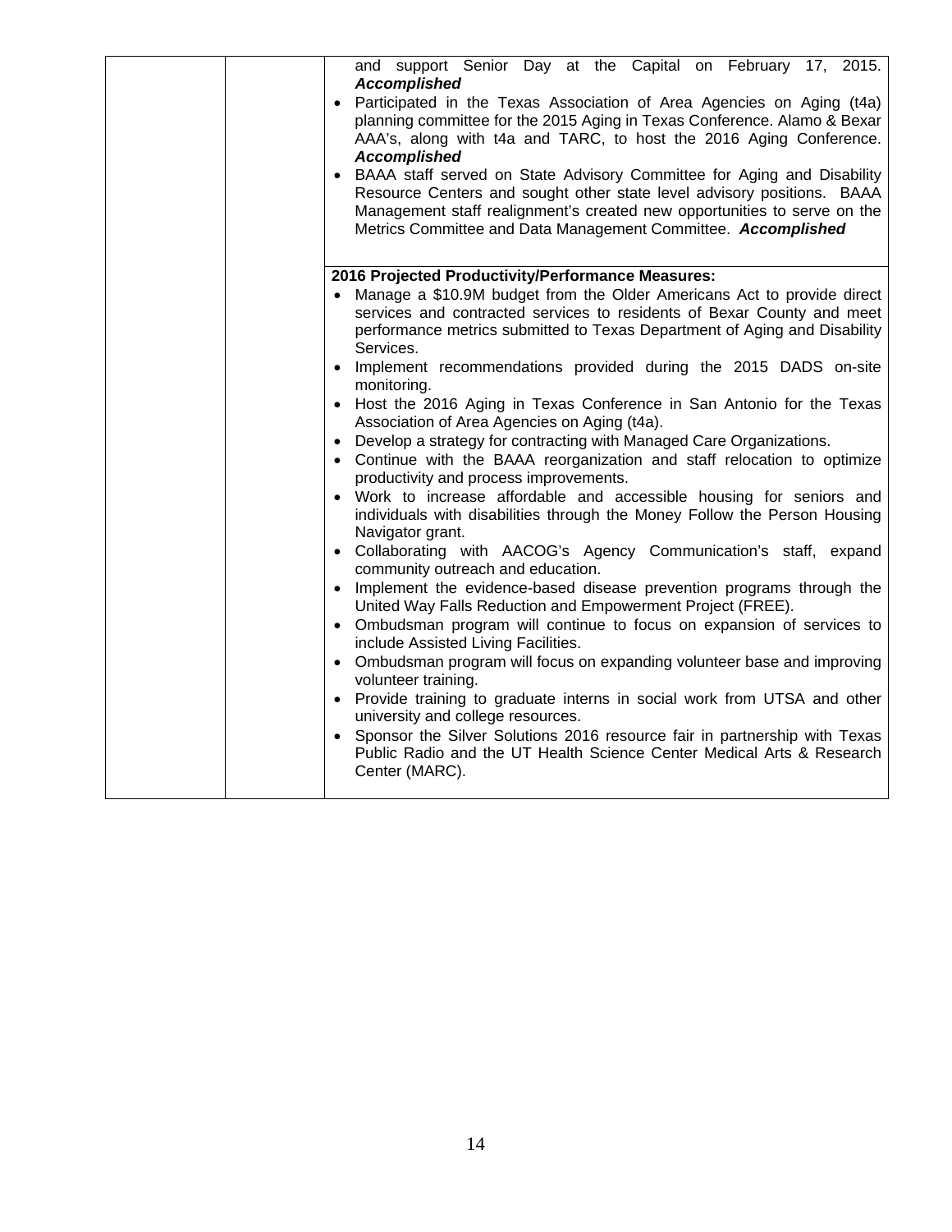| | | and support Senior Day at the Capital on February 17, 2015. ***Accomplished*** <br>• Participated in the Texas Association of Area Agencies on Aging (t4a) planning committee for the 2015 Aging in Texas Conference. Alamo & Bexar AAA's, along with t4a and TARC, to host the 2016 Aging Conference. ***Accomplished*** <br>• BAAA staff served on State Advisory Committee for Aging and Disability Resource Centers and sought other state level advisory positions. BAAA Management staff realignment's created new opportunities to serve on the Metrics Committee and Data Management Committee. ***Accomplished*** |
|---|---|---|
| | | **2016 Projected Productivity/Performance Measures:** <br>• Manage a $10.9M budget from the Older Americans Act to provide direct services and contracted services to residents of Bexar County and meet performance metrics submitted to Texas Department of Aging and Disability Services. <br>• Implement recommendations provided during the 2015 DADS on-site monitoring. <br>• Host the 2016 Aging in Texas Conference in San Antonio for the Texas Association of Area Agencies on Aging (t4a). <br>• Develop a strategy for contracting with Managed Care Organizations. <br>• Continue with the BAAA reorganization and staff relocation to optimize productivity and process improvements. <br>• Work to increase affordable and accessible housing for seniors and individuals with disabilities through the Money Follow the Person Housing Navigator grant. <br>• Collaborating with AACOG's Agency Communication's staff, expand community outreach and education. <br>• Implement the evidence-based disease prevention programs through the United Way Falls Reduction and Empowerment Project (FREE). <br>• Ombudsman program will continue to focus on expansion of services to include Assisted Living Facilities. <br>• Ombudsman program will focus on expanding volunteer base and improving volunteer training. <br>• Provide training to graduate interns in social work from UTSA and other university and college resources. <br>• Sponsor the Silver Solutions 2016 resource fair in partnership with Texas Public Radio and the UT Health Science Center Medical Arts & Research Center (MARC). |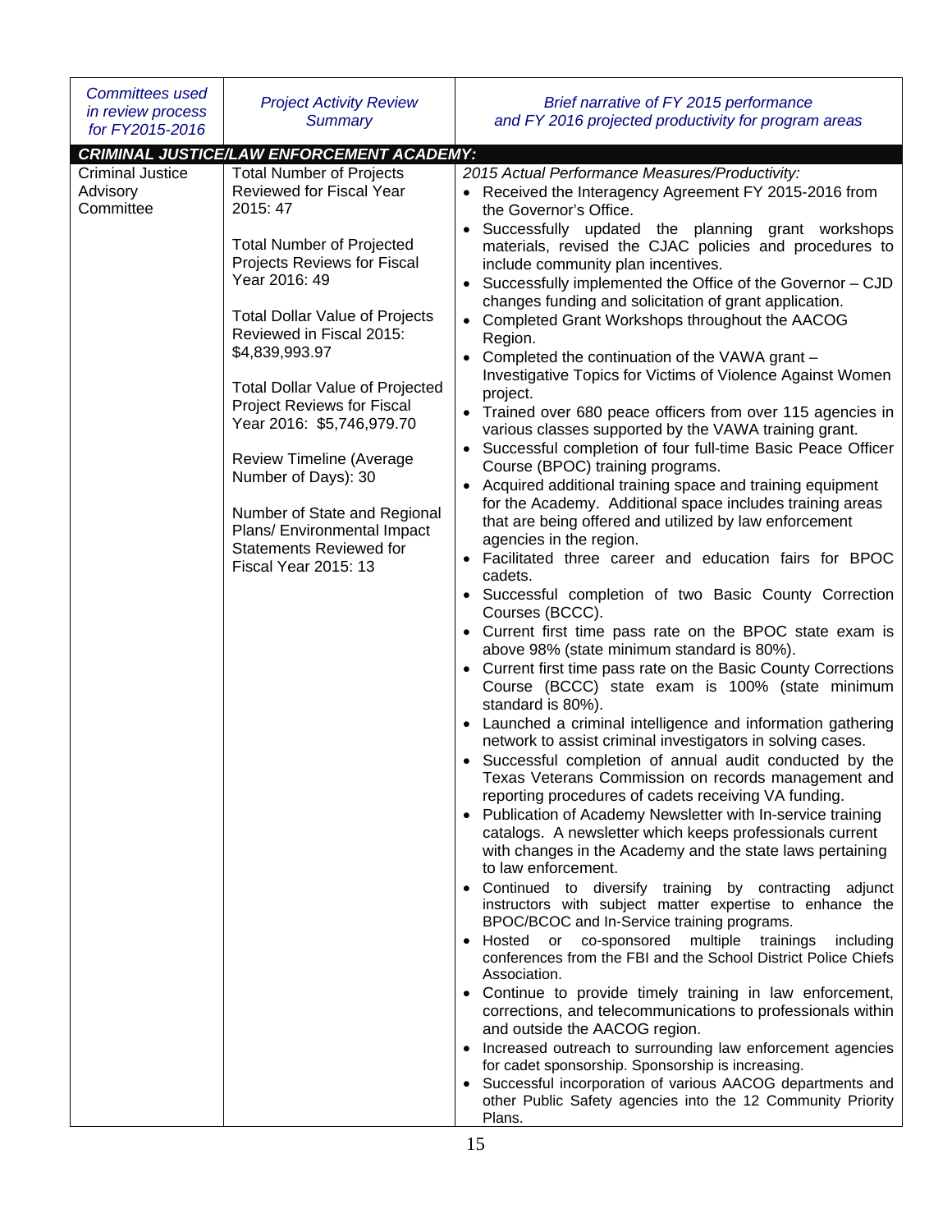| *Committees used in review process for FY2015-2016* | *Project Activity Review Summary* | *Brief narrative of FY 2015 performance and FY 2016 projected productivity for program areas* |
|---|---|---|
| ***CRIMINAL JUSTICE/LAW ENFORCEMENT ACADEMY:*** | | |
| Criminal Justice Advisory Committee | Total Number of Projects Reviewed for Fiscal Year 2015: 47<br><br>Total Number of Projected Projects Reviews for Fiscal Year 2016: 49<br><br>Total Dollar Value of Projects Reviewed in Fiscal 2015: $4,839,993.97<br><br>Total Dollar Value of Projected Project Reviews for Fiscal Year 2016: $5,746,979.70<br><br>Review Timeline (Average Number of Days): 30<br><br>Number of State and Regional Plans/ Environmental Impact Statements Reviewed for Fiscal Year 2015: 13 | *2015 Actual Performance Measures/Productivity:*<br>• Received the Interagency Agreement FY 2015-2016 from the Governor's Office.<br>• Successfully updated the planning grant workshops materials, revised the CJAC policies and procedures to include community plan incentives.<br>• Successfully implemented the Office of the Governor – CJD changes funding and solicitation of grant application.<br>• Completed Grant Workshops throughout the AACOG Region.<br>• Completed the continuation of the VAWA grant – Investigative Topics for Victims of Violence Against Women project.<br>• Trained over 680 peace officers from over 115 agencies in various classes supported by the VAWA training grant.<br>• Successful completion of four full-time Basic Peace Officer Course (BPOC) training programs.<br>• Acquired additional training space and training equipment for the Academy. Additional space includes training areas that are being offered and utilized by law enforcement agencies in the region.<br>• Facilitated three career and education fairs for BPOC cadets.<br>• Successful completion of two Basic County Correction Courses (BCCC).<br>• Current first time pass rate on the BPOC state exam is above 98% (state minimum standard is 80%).<br>• Current first time pass rate on the Basic County Corrections Course (BCCC) state exam is 100% (state minimum standard is 80%).<br>• Launched a criminal intelligence and information gathering network to assist criminal investigators in solving cases.<br>• Successful completion of annual audit conducted by the Texas Veterans Commission on records management and reporting procedures of cadets receiving VA funding.<br>• Publication of Academy Newsletter with In-service training catalogs. A newsletter which keeps professionals current with changes in the Academy and the state laws pertaining to law enforcement.<br>• Continued to diversify training by contracting adjunct instructors with subject matter expertise to enhance the BPOC/BCOC and In-Service training programs.<br>• Hosted or co-sponsored multiple trainings including conferences from the FBI and the School District Police Chiefs Association.<br>• Continue to provide timely training in law enforcement, corrections, and telecommunications to professionals within and outside the AACOG region.<br>• Increased outreach to surrounding law enforcement agencies for cadet sponsorship. Sponsorship is increasing.<br>• Successful incorporation of various AACOG departments and other Public Safety agencies into the 12 Community Priority Plans. |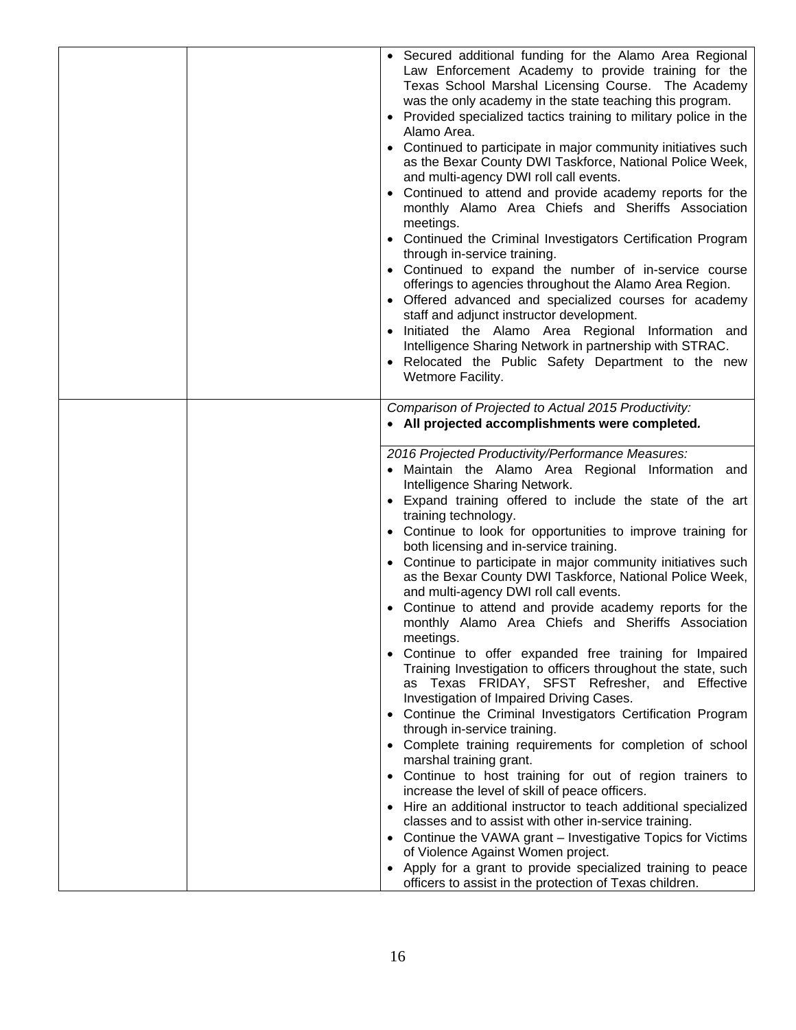| | | • Secured additional funding for the Alamo Area Regional Law Enforcement Academy to provide training for the Texas School Marshal Licensing Course. The Academy was the only academy in the state teaching this program.<br>• Provided specialized tactics training to military police in the Alamo Area.<br>• Continued to participate in major community initiatives such as the Bexar County DWI Taskforce, National Police Week, and multi-agency DWI roll call events.<br>• Continued to attend and provide academy reports for the monthly Alamo Area Chiefs and Sheriffs Association meetings.<br>• Continued the Criminal Investigators Certification Program through in-service training.<br>• Continued to expand the number of in-service course offerings to agencies throughout the Alamo Area Region.<br>• Offered advanced and specialized courses for academy staff and adjunct instructor development.<br>• Initiated the Alamo Area Regional Information and Intelligence Sharing Network in partnership with STRAC.<br>• Relocated the Public Safety Department to the new Wetmore Facility. |
|---|---|---|
| | | *Comparison of Projected to Actual 2015 Productivity:*<br>• **All projected accomplishments were completed.**<br><br>*2016 Projected Productivity/Performance Measures:*<br>• Maintain the Alamo Area Regional Information and Intelligence Sharing Network.<br>• Expand training offered to include the state of the art training technology.<br>• Continue to look for opportunities to improve training for both licensing and in-service training.<br>• Continue to participate in major community initiatives such as the Bexar County DWI Taskforce, National Police Week, and multi-agency DWI roll call events.<br>• Continue to attend and provide academy reports for the monthly Alamo Area Chiefs and Sheriffs Association meetings.<br>• Continue to offer expanded free training for Impaired Training Investigation to officers throughout the state, such as Texas FRIDAY, SFST Refresher, and Effective Investigation of Impaired Driving Cases.<br>• Continue the Criminal Investigators Certification Program through in-service training.<br>• Complete training requirements for completion of school marshal training grant.<br>• Continue to host training for out of region trainers to increase the level of skill of peace officers.<br>• Hire an additional instructor to teach additional specialized classes and to assist with other in-service training.<br>• Continue the VAWA grant – Investigative Topics for Victims of Violence Against Women project.<br>• Apply for a grant to provide specialized training to peace officers to assist in the protection of Texas children. |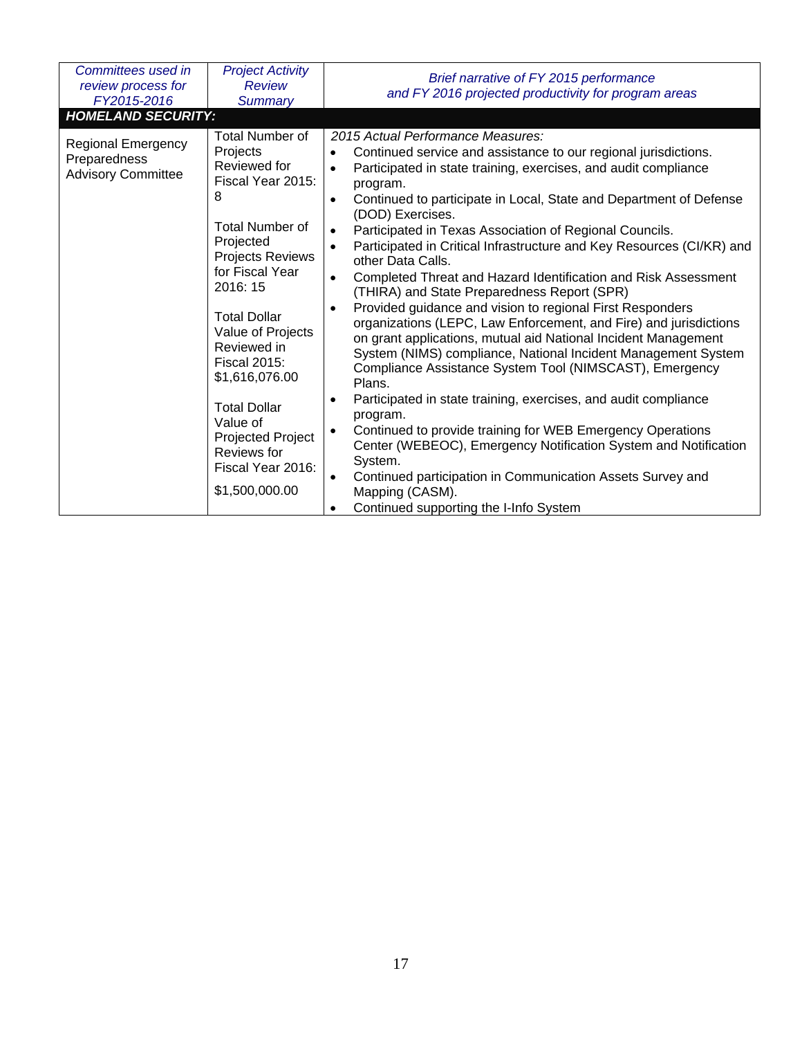| *Committees used in review process for FY2015-2016* | *Project Activity Review Summary* | *Brief narrative of FY 2015 performance and FY 2016 projected productivity for program areas* |
|---|---|---|
| ***HOMELAND SECURITY:*** | | |
| Regional Emergency Preparedness Advisory Committee | Total Number of Projects Reviewed for Fiscal Year 2015: 8<br><br>Total Number of Projected Projects Reviews for Fiscal Year 2016: 15<br><br>Total Dollar Value of Projects Reviewed in Fiscal 2015: $1,616,076.00<br><br>Total Dollar Value of Projected Project Reviews for Fiscal Year 2016: $1,500,000.00 | *2015 Actual Performance Measures:*<br>• Continued service and assistance to our regional jurisdictions.<br>• Participated in state training, exercises, and audit compliance program.<br>• Continued to participate in Local, State and Department of Defense (DOD) Exercises.<br>• Participated in Texas Association of Regional Councils.<br>• Participated in Critical Infrastructure and Key Resources (CI/KR) and other Data Calls.<br>• Completed Threat and Hazard Identification and Risk Assessment (THIRA) and State Preparedness Report (SPR)<br>• Provided guidance and vision to regional First Responders organizations (LEPC, Law Enforcement, and Fire) and jurisdictions on grant applications, mutual aid National Incident Management System (NIMS) compliance, National Incident Management System Compliance Assistance System Tool (NIMSCAST), Emergency Plans.<br>• Participated in state training, exercises, and audit compliance program.<br>• Continued to provide training for WEB Emergency Operations Center (WEBEOC), Emergency Notification System and Notification System.<br>• Continued participation in Communication Assets Survey and Mapping (CASM).<br>• Continued supporting the I-Info System |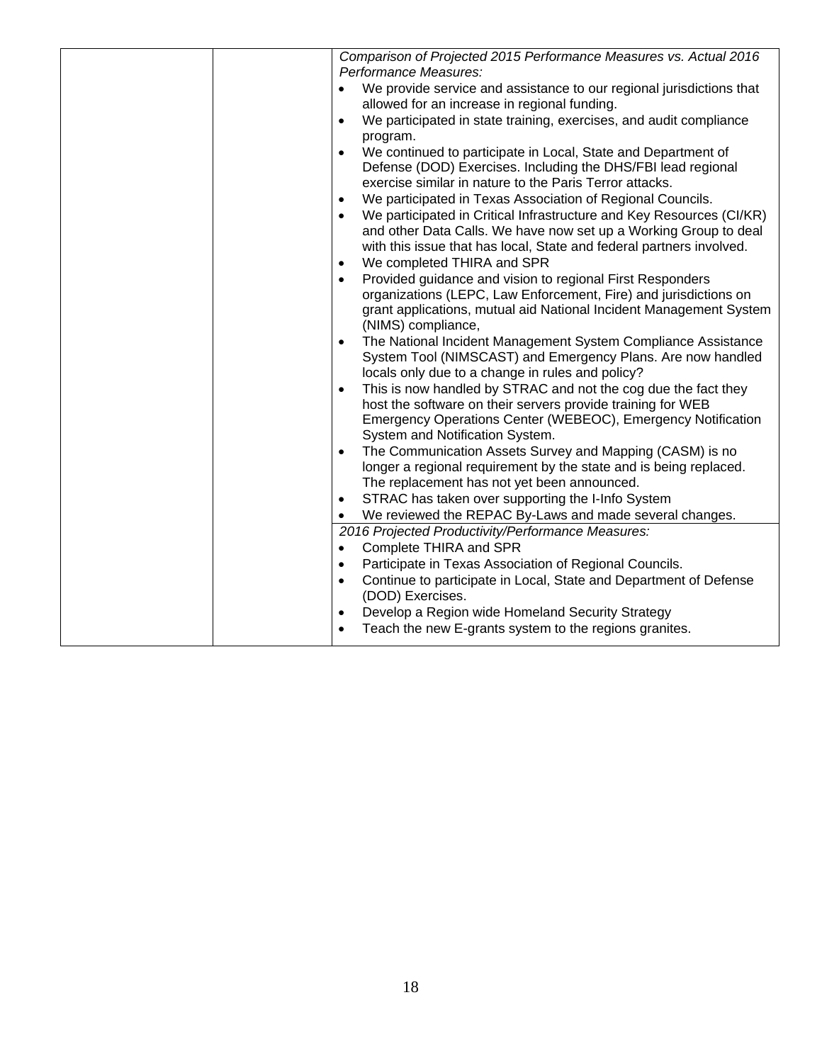| | | *Comparison of Projected 2015 Performance Measures vs. Actual 2016 Performance Measures:*<br>• We provide service and assistance to our regional jurisdictions that allowed for an increase in regional funding.<br>• We participated in state training, exercises, and audit compliance program.<br>• We continued to participate in Local, State and Department of Defense (DOD) Exercises. Including the DHS/FBI lead regional exercise similar in nature to the Paris Terror attacks.<br>• We participated in Texas Association of Regional Councils.<br>• We participated in Critical Infrastructure and Key Resources (CI/KR) and other Data Calls. We have now set up a Working Group to deal with this issue that has local, State and federal partners involved.<br>• We completed THIRA and SPR<br>• Provided guidance and vision to regional First Responders organizations (LEPC, Law Enforcement, Fire) and jurisdictions on grant applications, mutual aid National Incident Management System (NIMS) compliance,<br>• The National Incident Management System Compliance Assistance System Tool (NIMSCAST) and Emergency Plans. Are now handled locals only due to a change in rules and policy?<br>• This is now handled by STRAC and not the cog due the fact they host the software on their servers provide training for WEB Emergency Operations Center (WEBEOC), Emergency Notification System and Notification System.<br>• The Communication Assets Survey and Mapping (CASM) is no longer a regional requirement by the state and is being replaced. The replacement has not yet been announced.<br>• STRAC has taken over supporting the I-Info System<br>• We reviewed the REPAC By-Laws and made several changes. |
|---|---|---|
| | | *2016 Projected Productivity/Performance Measures:*<br>• Complete THIRA and SPR<br>• Participate in Texas Association of Regional Councils.<br>• Continue to participate in Local, State and Department of Defense (DOD) Exercises.<br>• Develop a Region wide Homeland Security Strategy<br>• Teach the new E-grants system to the regions granites. |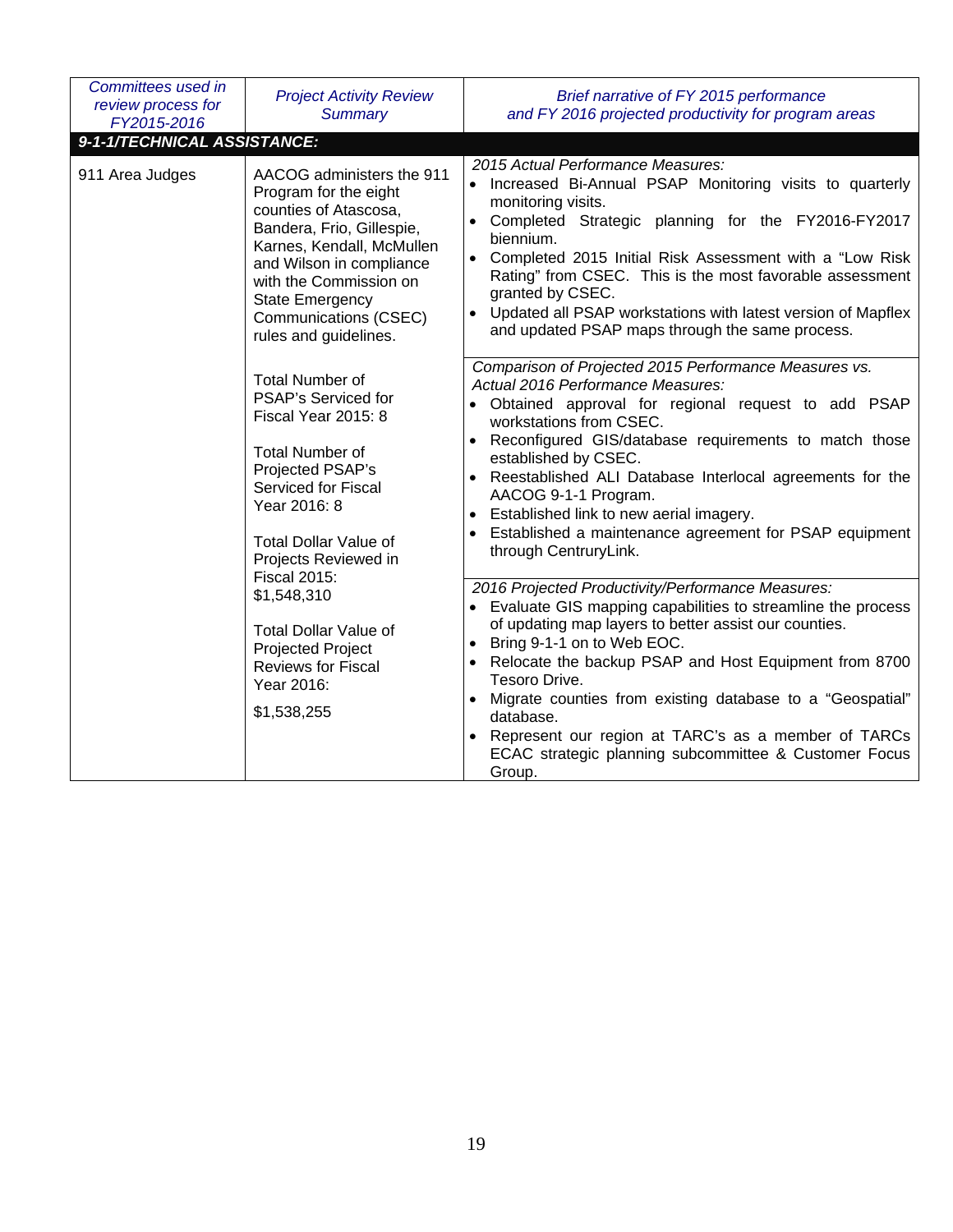| *Committees used in review process for FY2015-2016* | *Project Activity Review Summary* | *Brief narrative of FY 2015 performance and FY 2016 projected productivity for program areas* |
|---|---|---|
| ***9-1-1/TECHNICAL ASSISTANCE:*** | | |
| 911 Area Judges | AACOG administers the 911 Program for the eight counties of Atascosa, Bandera, Frio, Gillespie, Karnes, Kendall, McMullen and Wilson in compliance with the Commission on State Emergency Communications (CSEC) rules and guidelines.<br><br>Total Number of PSAP's Serviced for Fiscal Year 2015: 8<br><br>Total Number of Projected PSAP's Serviced for Fiscal Year 2016: 8<br><br>Total Dollar Value of Projects Reviewed in Fiscal 2015: $1,548,310<br><br>Total Dollar Value of Projected Project Reviews for Fiscal Year 2016:<br><br>$1,538,255 | *2015 Actual Performance Measures:*<br>• Increased Bi-Annual PSAP Monitoring visits to quarterly monitoring visits.<br>• Completed Strategic planning for the FY2016-FY2017 biennium.<br>• Completed 2015 Initial Risk Assessment with a "Low Risk Rating" from CSEC. This is the most favorable assessment granted by CSEC.<br>• Updated all PSAP workstations with latest version of Mapflex and updated PSAP maps through the same process.<br><br>*Comparison of Projected 2015 Performance Measures vs. Actual 2016 Performance Measures:*<br>• Obtained approval for regional request to add PSAP workstations from CSEC.<br>• Reconfigured GIS/database requirements to match those established by CSEC.<br>• Reestablished ALI Database Interlocal agreements for the AACOG 9-1-1 Program.<br>• Established link to new aerial imagery.<br>• Established a maintenance agreement for PSAP equipment through CentruryLink.<br><br>*2016 Projected Productivity/Performance Measures:*<br>• Evaluate GIS mapping capabilities to streamline the process of updating map layers to better assist our counties.<br>• Bring 9-1-1 on to Web EOC.<br>• Relocate the backup PSAP and Host Equipment from 8700 Tesoro Drive.<br>• Migrate counties from existing database to a "Geospatial" database.<br>• Represent our region at TARC's as a member of TARCs ECAC strategic planning subcommittee & Customer Focus Group. |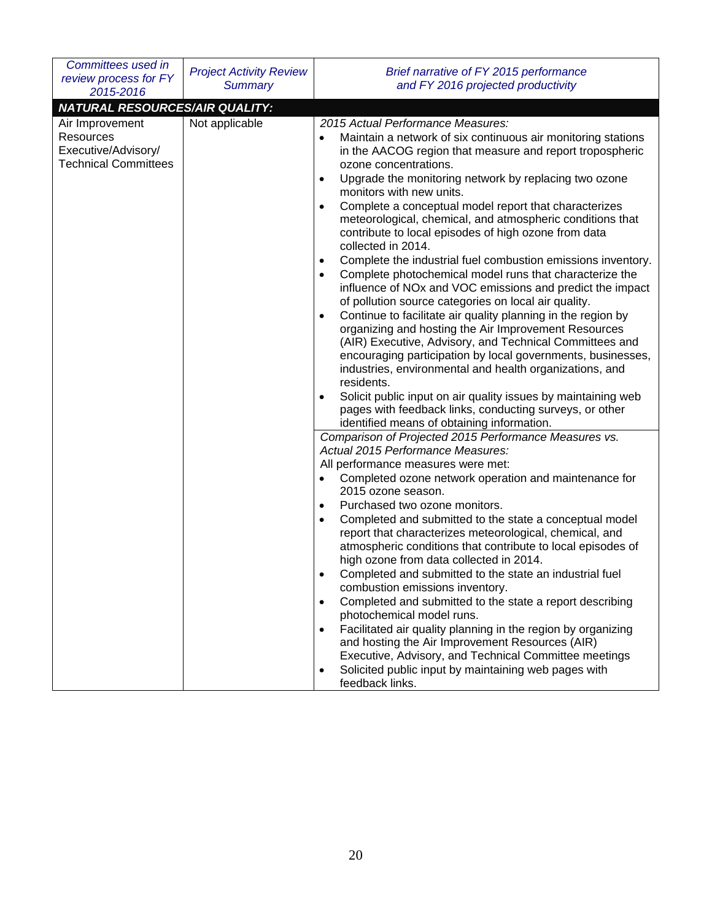| *Committees used in review process for FY 2015-2016* | *Project Activity Review Summary* | *Brief narrative of FY 2015 performance and FY 2016 projected productivity* |
|---|---|---|
| ***NATURAL RESOURCES/AIR QUALITY:*** | | |
| Air Improvement Resources Executive/Advisory/ Technical Committees | Not applicable | *2015 Actual Performance Measures:*<br>• Maintain a network of six continuous air monitoring stations in the AACOG region that measure and report tropospheric ozone concentrations.<br>• Upgrade the monitoring network by replacing two ozone monitors with new units.<br>• Complete a conceptual model report that characterizes meteorological, chemical, and atmospheric conditions that contribute to local episodes of high ozone from data collected in 2014.<br>• Complete the industrial fuel combustion emissions inventory.<br>• Complete photochemical model runs that characterize the influence of NOx and VOC emissions and predict the impact of pollution source categories on local air quality.<br>• Continue to facilitate air quality planning in the region by organizing and hosting the Air Improvement Resources (AIR) Executive, Advisory, and Technical Committees and encouraging participation by local governments, businesses, industries, environmental and health organizations, and residents.<br>• Solicit public input on air quality issues by maintaining web pages with feedback links, conducting surveys, or other identified means of obtaining information. |
| | | *Comparison of Projected 2015 Performance Measures vs. Actual 2015 Performance Measures:*<br>All performance measures were met:<br>• Completed ozone network operation and maintenance for 2015 ozone season.<br>• Purchased two ozone monitors.<br>• Completed and submitted to the state a conceptual model report that characterizes meteorological, chemical, and atmospheric conditions that contribute to local episodes of high ozone from data collected in 2014.<br>• Completed and submitted to the state an industrial fuel combustion emissions inventory.<br>• Completed and submitted to the state a report describing photochemical model runs.<br>• Facilitated air quality planning in the region by organizing and hosting the Air Improvement Resources (AIR) Executive, Advisory, and Technical Committee meetings<br>• Solicited public input by maintaining web pages with feedback links. |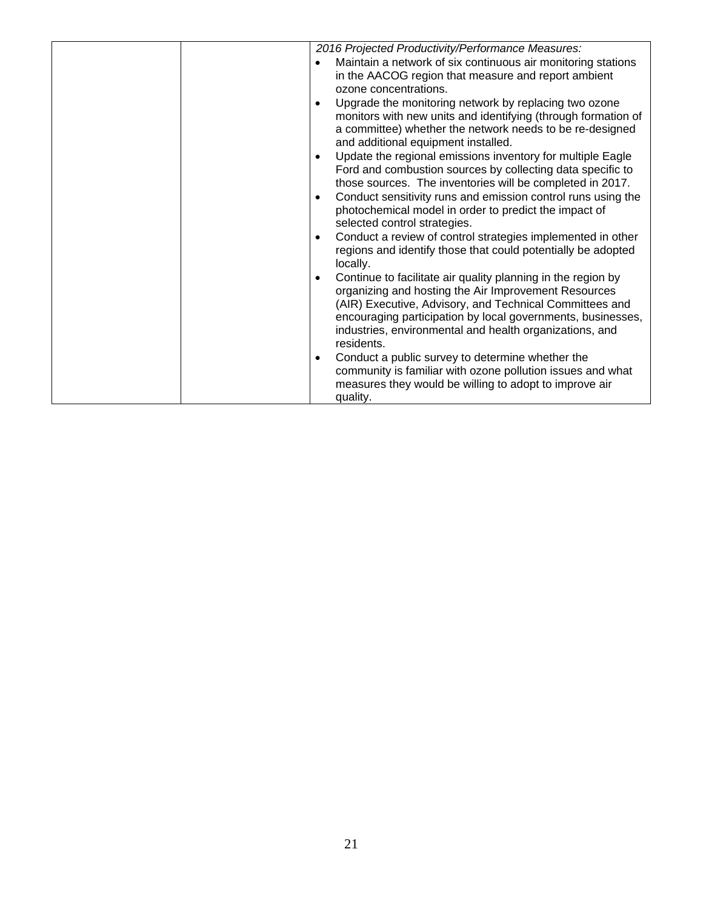| | | *2016 Projected Productivity/Performance Measures:*<br>• Maintain a network of six continuous air monitoring stations in the AACOG region that measure and report ambient ozone concentrations.<br>• Upgrade the monitoring network by replacing two ozone monitors with new units and identifying (through formation of a committee) whether the network needs to be re-designed and additional equipment installed.<br>• Update the regional emissions inventory for multiple Eagle Ford and combustion sources by collecting data specific to those sources. The inventories will be completed in 2017.<br>• Conduct sensitivity runs and emission control runs using the photochemical model in order to predict the impact of selected control strategies.<br>• Conduct a review of control strategies implemented in other regions and identify those that could potentially be adopted locally.<br>• Continue to facilitate air quality planning in the region by organizing and hosting the Air Improvement Resources (AIR) Executive, Advisory, and Technical Committees and encouraging participation by local governments, businesses, industries, environmental and health organizations, and residents.<br>• Conduct a public survey to determine whether the community is familiar with ozone pollution issues and what measures they would be willing to adopt to improve air quality. |
|---|---|---|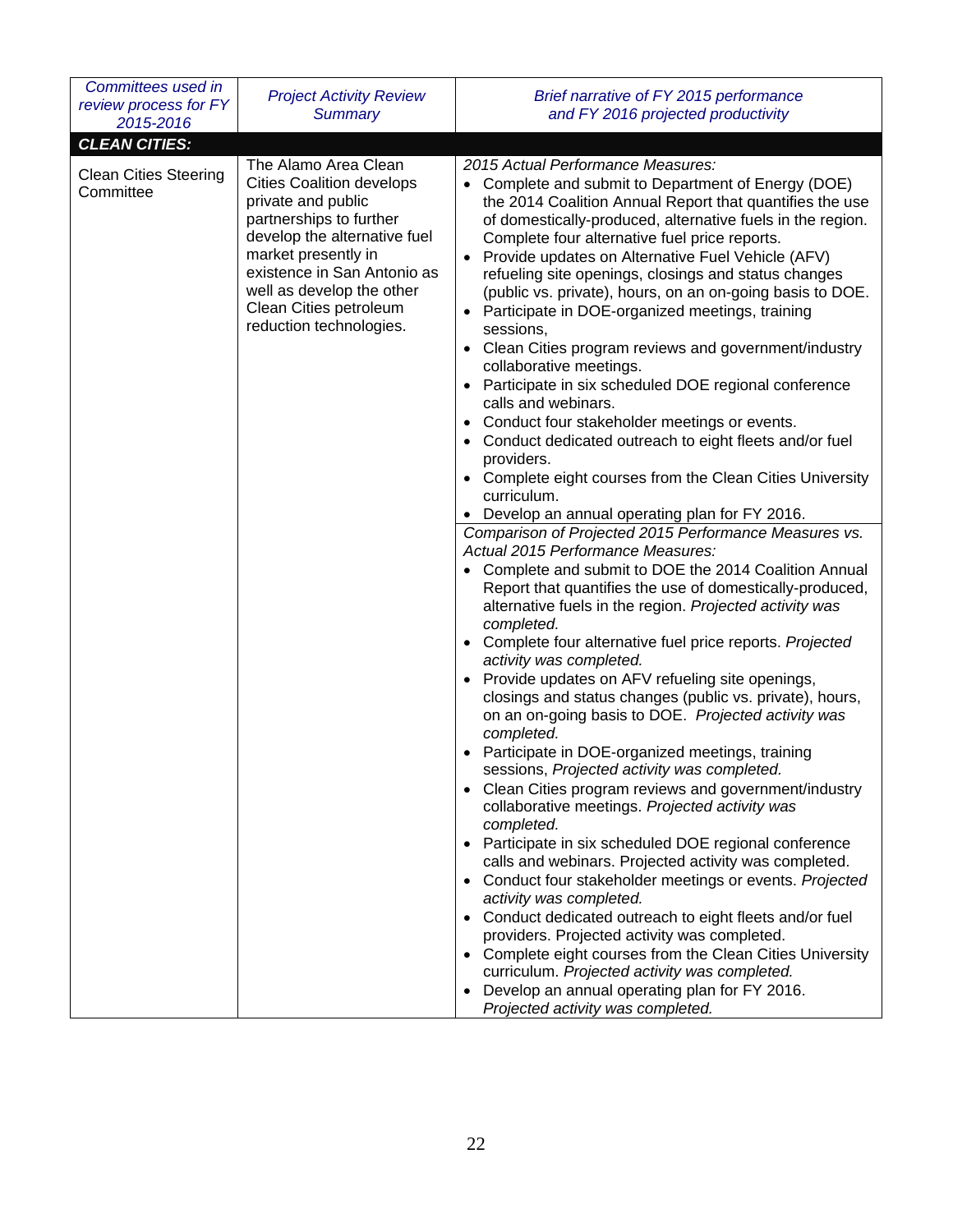| *Committees used in review process for FY 2015-2016* | *Project Activity Review Summary* | *Brief narrative of FY 2015 performance and FY 2016 projected productivity* |
|---|---|---|
| ***CLEAN CITIES:*** | | |
| Clean Cities Steering Committee | The Alamo Area Clean Cities Coalition develops private and public partnerships to further develop the alternative fuel market presently in existence in San Antonio as well as develop the other Clean Cities petroleum reduction technologies. | *2015 Actual Performance Measures:*<br>• Complete and submit to Department of Energy (DOE) the 2014 Coalition Annual Report that quantifies the use of domestically-produced, alternative fuels in the region. Complete four alternative fuel price reports.<br>• Provide updates on Alternative Fuel Vehicle (AFV) refueling site openings, closings and status changes (public vs. private), hours, on an on-going basis to DOE.<br>• Participate in DOE-organized meetings, training sessions,<br>• Clean Cities program reviews and government/industry collaborative meetings.<br>• Participate in six scheduled DOE regional conference calls and webinars.<br>• Conduct four stakeholder meetings or events.<br>• Conduct dedicated outreach to eight fleets and/or fuel providers.<br>• Complete eight courses from the Clean Cities University curriculum.<br>• Develop an annual operating plan for FY 2016. |
| | | *Comparison of Projected 2015 Performance Measures vs. Actual 2015 Performance Measures:*<br>• Complete and submit to DOE the 2014 Coalition Annual Report that quantifies the use of domestically-produced, alternative fuels in the region. *Projected activity was completed.*<br>• Complete four alternative fuel price reports. *Projected activity was completed.*<br>• Provide updates on AFV refueling site openings, closings and status changes (public vs. private), hours, on an on-going basis to DOE. *Projected activity was completed.*<br>• Participate in DOE-organized meetings, training sessions, *Projected activity was completed.*<br>• Clean Cities program reviews and government/industry collaborative meetings. *Projected activity was completed.*<br>• Participate in six scheduled DOE regional conference calls and webinars. Projected activity was completed.<br>• Conduct four stakeholder meetings or events. *Projected activity was completed.*<br>• Conduct dedicated outreach to eight fleets and/or fuel providers. Projected activity was completed.<br>• Complete eight courses from the Clean Cities University curriculum. *Projected activity was completed.*<br>• Develop an annual operating plan for FY 2016. *Projected activity was completed.* |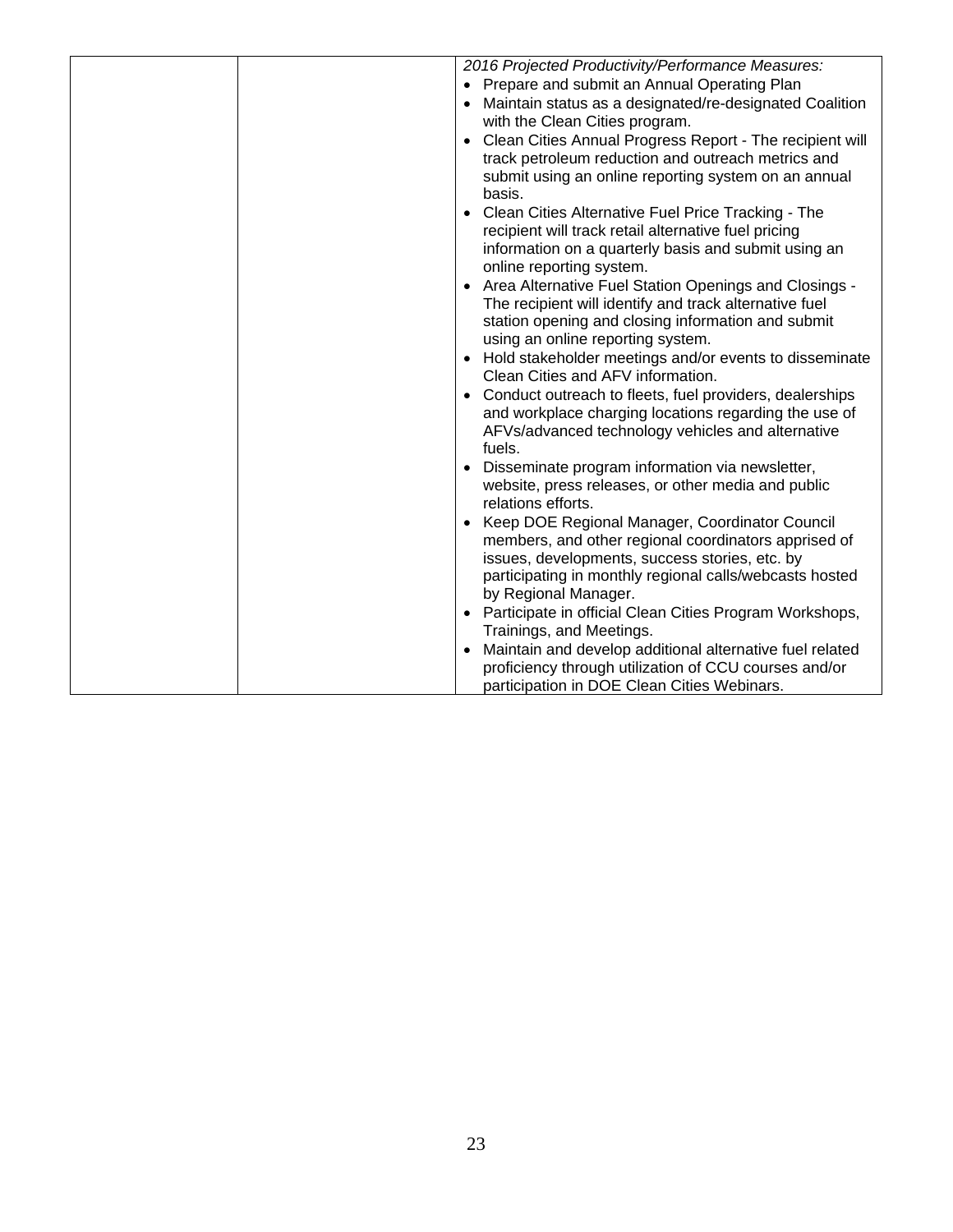|  |  | *2016 Projected Productivity/Performance Measures:*<br>• Prepare and submit an Annual Operating Plan<br>• Maintain status as a designated/re-designated Coalition with the Clean Cities program.<br>• Clean Cities Annual Progress Report - The recipient will track petroleum reduction and outreach metrics and submit using an online reporting system on an annual basis.<br>• Clean Cities Alternative Fuel Price Tracking - The recipient will track retail alternative fuel pricing information on a quarterly basis and submit using an online reporting system.<br>• Area Alternative Fuel Station Openings and Closings - The recipient will identify and track alternative fuel station opening and closing information and submit using an online reporting system.<br>• Hold stakeholder meetings and/or events to disseminate Clean Cities and AFV information.<br>• Conduct outreach to fleets, fuel providers, dealerships and workplace charging locations regarding the use of AFVs/advanced technology vehicles and alternative fuels.<br>• Disseminate program information via newsletter, website, press releases, or other media and public relations efforts.<br>• Keep DOE Regional Manager, Coordinator Council members, and other regional coordinators apprised of issues, developments, success stories, etc. by participating in monthly regional calls/webcasts hosted by Regional Manager.<br>• Participate in official Clean Cities Program Workshops, Trainings, and Meetings.<br>• Maintain and develop additional alternative fuel related proficiency through utilization of CCU courses and/or participation in DOE Clean Cities Webinars. |
|---|---|---|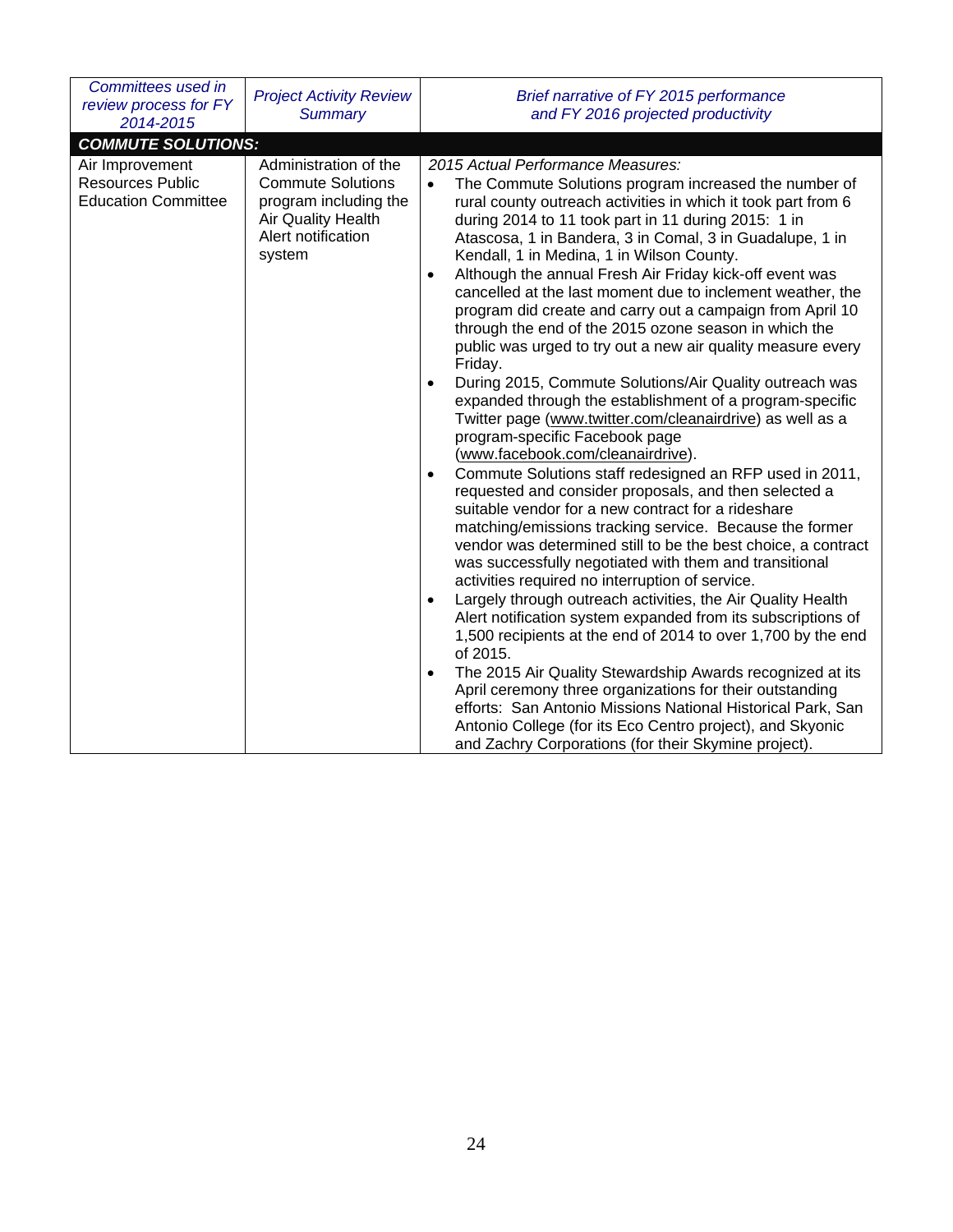| *Committees used in review process for FY 2014-2015* | *Project Activity Review Summary* | *Brief narrative of FY 2015 performance and FY 2016 projected productivity* |
|---|---|---|
| ***COMMUTE SOLUTIONS:*** | | |
| Air Improvement Resources Public Education Committee | Administration of the Commute Solutions program including the Air Quality Health Alert notification system | *2015 Actual Performance Measures:*<br>• The Commute Solutions program increased the number of rural county outreach activities in which it took part from 6 during 2014 to 11 took part in 11 during 2015: 1 in Atascosa, 1 in Bandera, 3 in Comal, 3 in Guadalupe, 1 in Kendall, 1 in Medina, 1 in Wilson County.<br>• Although the annual Fresh Air Friday kick-off event was cancelled at the last moment due to inclement weather, the program did create and carry out a campaign from April 10 through the end of the 2015 ozone season in which the public was urged to try out a new air quality measure every Friday.<br>• During 2015, Commute Solutions/Air Quality outreach was expanded through the establishment of a program-specific Twitter page (www.twitter.com/cleanairdrive) as well as a program-specific Facebook page (www.facebook.com/cleanairdrive).<br>• Commute Solutions staff redesigned an RFP used in 2011, requested and consider proposals, and then selected a suitable vendor for a new contract for a rideshare matching/emissions tracking service. Because the former vendor was determined still to be the best choice, a contract was successfully negotiated with them and transitional activities required no interruption of service.<br>• Largely through outreach activities, the Air Quality Health Alert notification system expanded from its subscriptions of 1,500 recipients at the end of 2014 to over 1,700 by the end of 2015.<br>• The 2015 Air Quality Stewardship Awards recognized at its April ceremony three organizations for their outstanding efforts: San Antonio Missions National Historical Park, San Antonio College (for its Eco Centro project), and Skyonic and Zachry Corporations (for their Skymine project). |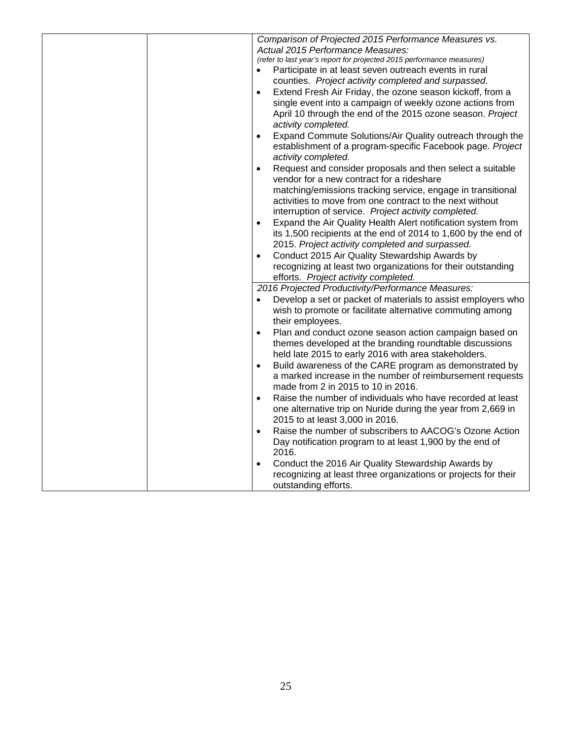| | | *Comparison of Projected 2015 Performance Measures vs. Actual 2015 Performance Measures:*<br>*(refer to last year's report for projected 2015 performance measures)*<br>• Participate in at least seven outreach events in rural counties. *Project activity completed and surpassed.*<br>• Extend Fresh Air Friday, the ozone season kickoff, from a single event into a campaign of weekly ozone actions from April 10 through the end of the 2015 ozone season. *Project activity completed.*<br>• Expand Commute Solutions/Air Quality outreach through the establishment of a program-specific Facebook page. *Project activity completed.*<br>• Request and consider proposals and then select a suitable vendor for a new contract for a rideshare matching/emissions tracking service, engage in transitional activities to move from one contract to the next without interruption of service. *Project activity completed.*<br>• Expand the Air Quality Health Alert notification system from its 1,500 recipients at the end of 2014 to 1,600 by the end of 2015. *Project activity completed and surpassed.*<br>• Conduct 2015 Air Quality Stewardship Awards by recognizing at least two organizations for their outstanding efforts. *Project activity completed.* |
|---|---|---|
| | | *2016 Projected Productivity/Performance Measures:*<br>• Develop a set or packet of materials to assist employers who wish to promote or facilitate alternative commuting among their employees.<br>• Plan and conduct ozone season action campaign based on themes developed at the branding roundtable discussions held late 2015 to early 2016 with area stakeholders.<br>• Build awareness of the CARE program as demonstrated by a marked increase in the number of reimbursement requests made from 2 in 2015 to 10 in 2016.<br>• Raise the number of individuals who have recorded at least one alternative trip on Nuride during the year from 2,669 in 2015 to at least 3,000 in 2016.<br>• Raise the number of subscribers to AACOG's Ozone Action Day notification program to at least 1,900 by the end of 2016.<br>• Conduct the 2016 Air Quality Stewardship Awards by recognizing at least three organizations or projects for their outstanding efforts. |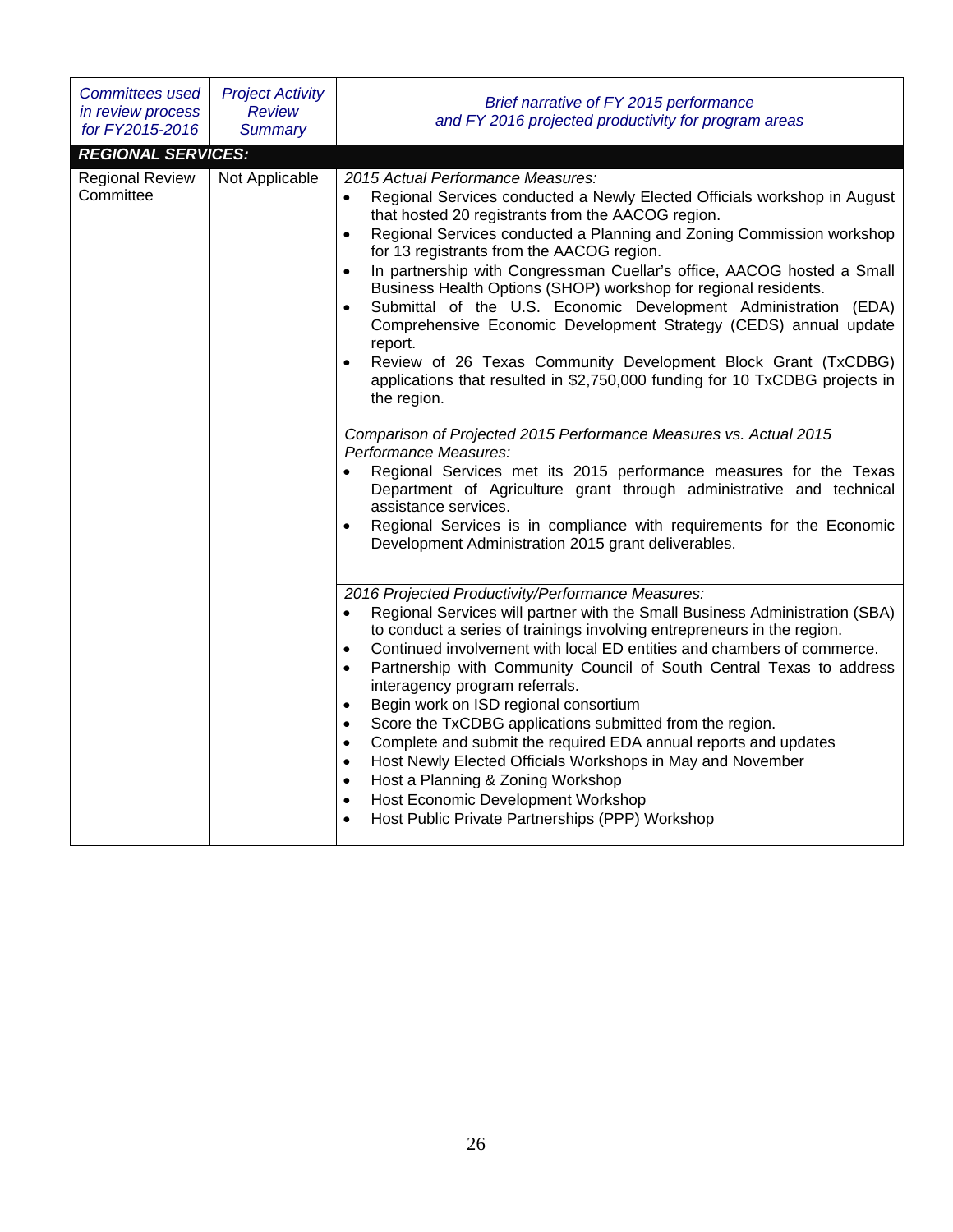| *Committees used in review process for FY2015-2016* | *Project Activity Review Summary* | *Brief narrative of FY 2015 performance and FY 2016 projected productivity for program areas* |
|---|---|---|
| ***REGIONAL SERVICES:*** | | |
| Regional Review Committee | Not Applicable | *2015 Actual Performance Measures:*<br>• Regional Services conducted a Newly Elected Officials workshop in August that hosted 20 registrants from the AACOG region.<br>• Regional Services conducted a Planning and Zoning Commission workshop for 13 registrants from the AACOG region.<br>• In partnership with Congressman Cuellar's office, AACOG hosted a Small Business Health Options (SHOP) workshop for regional residents.<br>• Submittal of the U.S. Economic Development Administration (EDA) Comprehensive Economic Development Strategy (CEDS) annual update report.<br>• Review of 26 Texas Community Development Block Grant (TxCDBG) applications that resulted in $2,750,000 funding for 10 TxCDBG projects in the region. |
| | | *Comparison of Projected 2015 Performance Measures vs. Actual 2015 Performance Measures:*<br>• Regional Services met its 2015 performance measures for the Texas Department of Agriculture grant through administrative and technical assistance services.<br>• Regional Services is in compliance with requirements for the Economic Development Administration 2015 grant deliverables. |
| | | *2016 Projected Productivity/Performance Measures:*<br>• Regional Services will partner with the Small Business Administration (SBA) to conduct a series of trainings involving entrepreneurs in the region.<br>• Continued involvement with local ED entities and chambers of commerce.<br>• Partnership with Community Council of South Central Texas to address interagency program referrals.<br>• Begin work on ISD regional consortium<br>• Score the TxCDBG applications submitted from the region.<br>• Complete and submit the required EDA annual reports and updates<br>• Host Newly Elected Officials Workshops in May and November<br>• Host a Planning & Zoning Workshop<br>• Host Economic Development Workshop<br>• Host Public Private Partnerships (PPP) Workshop |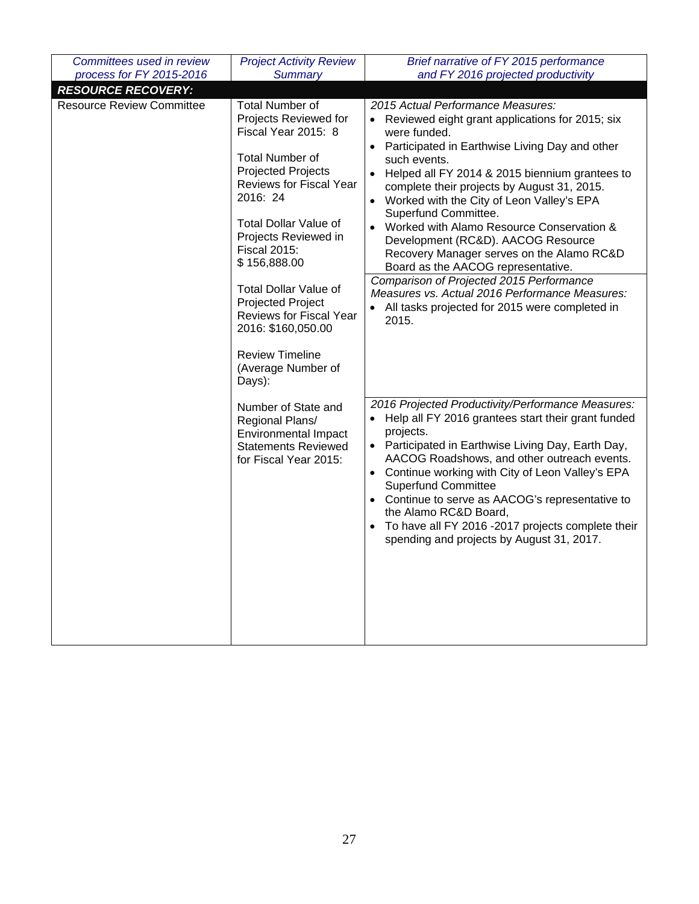| *Committees used in review process for FY 2015-2016* | *Project Activity Review Summary* | *Brief narrative of FY 2015 performance and FY 2016 projected productivity* |
|---|---|---|
| ***RESOURCE RECOVERY:*** | | |
| Resource Review Committee | Total Number of Projects Reviewed for Fiscal Year 2015: 8<br><br>Total Number of Projected Projects Reviews for Fiscal Year 2016: 24<br><br>Total Dollar Value of Projects Reviewed in Fiscal 2015: $ 156,888.00<br><br>Total Dollar Value of Projected Project Reviews for Fiscal Year 2016: $160,050.00<br><br>Review Timeline (Average Number of Days): | *2015 Actual Performance Measures:*<br>• Reviewed eight grant applications for 2015; six were funded.<br>• Participated in Earthwise Living Day and other such events.<br>• Helped all FY 2014 & 2015 biennium grantees to complete their projects by August 31, 2015.<br>• Worked with the City of Leon Valley's EPA Superfund Committee.<br>• Worked with Alamo Resource Conservation & Development (RC&D). AACOG Resource Recovery Manager serves on the Alamo RC&D Board as the AACOG representative.<br><br>*Comparison of Projected 2015 Performance Measures vs. Actual 2016 Performance Measures:*<br>• All tasks projected for 2015 were completed in 2015. |
| | Number of State and Regional Plans/ Environmental Impact Statements Reviewed for Fiscal Year 2015: | *2016 Projected Productivity/Performance Measures:*<br>• Help all FY 2016 grantees start their grant funded projects.<br>• Participated in Earthwise Living Day, Earth Day, AACOG Roadshows, and other outreach events.<br>• Continue working with City of Leon Valley's EPA Superfund Committee<br>• Continue to serve as AACOG's representative to the Alamo RC&D Board,<br>• To have all FY 2016 -2017 projects complete their spending and projects by August 31, 2017. |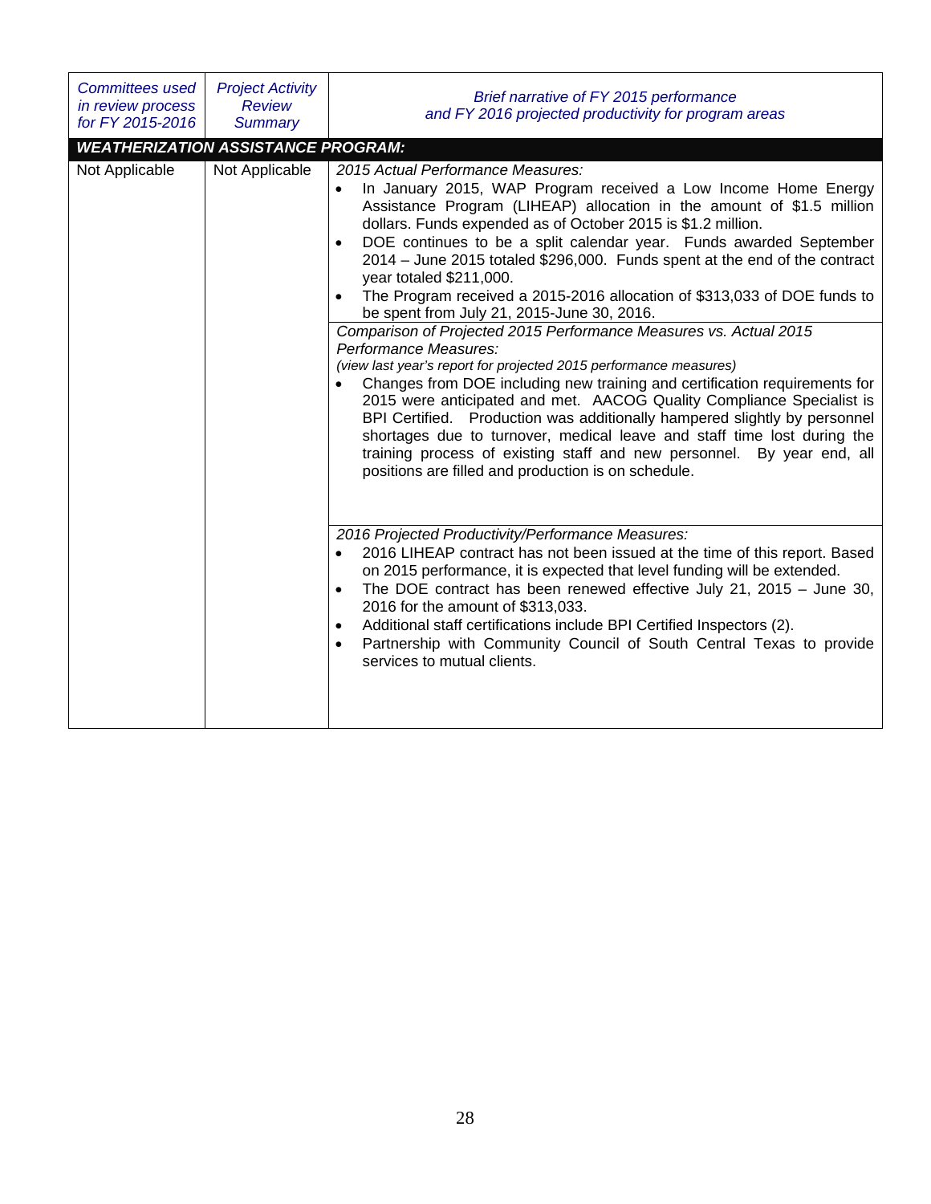| *Committees used in review process for FY 2015-2016* | *Project Activity Review Summary* | *Brief narrative of FY 2015 performance and FY 2016 projected productivity for program areas* |
|---|---|---|
| ***WEATHERIZATION ASSISTANCE PROGRAM:*** | | |
| Not Applicable | Not Applicable | *2015 Actual Performance Measures:*<br>• In January 2015, WAP Program received a Low Income Home Energy Assistance Program (LIHEAP) allocation in the amount of $1.5 million dollars. Funds expended as of October 2015 is $1.2 million.<br>• DOE continues to be a split calendar year. Funds awarded September 2014 – June 2015 totaled $296,000. Funds spent at the end of the contract year totaled $211,000.<br>• The Program received a 2015-2016 allocation of $313,033 of DOE funds to be spent from July 21, 2015-June 30, 2016. |
| | | *Comparison of Projected 2015 Performance Measures vs. Actual 2015 Performance Measures:*<br>*(view last year's report for projected 2015 performance measures)*<br>• Changes from DOE including new training and certification requirements for 2015 were anticipated and met. AACOG Quality Compliance Specialist is BPI Certified. Production was additionally hampered slightly by personnel shortages due to turnover, medical leave and staff time lost during the training process of existing staff and new personnel. By year end, all positions are filled and production is on schedule. |
| | | *2016 Projected Productivity/Performance Measures:*<br>• 2016 LIHEAP contract has not been issued at the time of this report. Based on 2015 performance, it is expected that level funding will be extended.<br>• The DOE contract has been renewed effective July 21, 2015 – June 30, 2016 for the amount of $313,033.<br>• Additional staff certifications include BPI Certified Inspectors (2).<br>• Partnership with Community Council of South Central Texas to provide services to mutual clients. |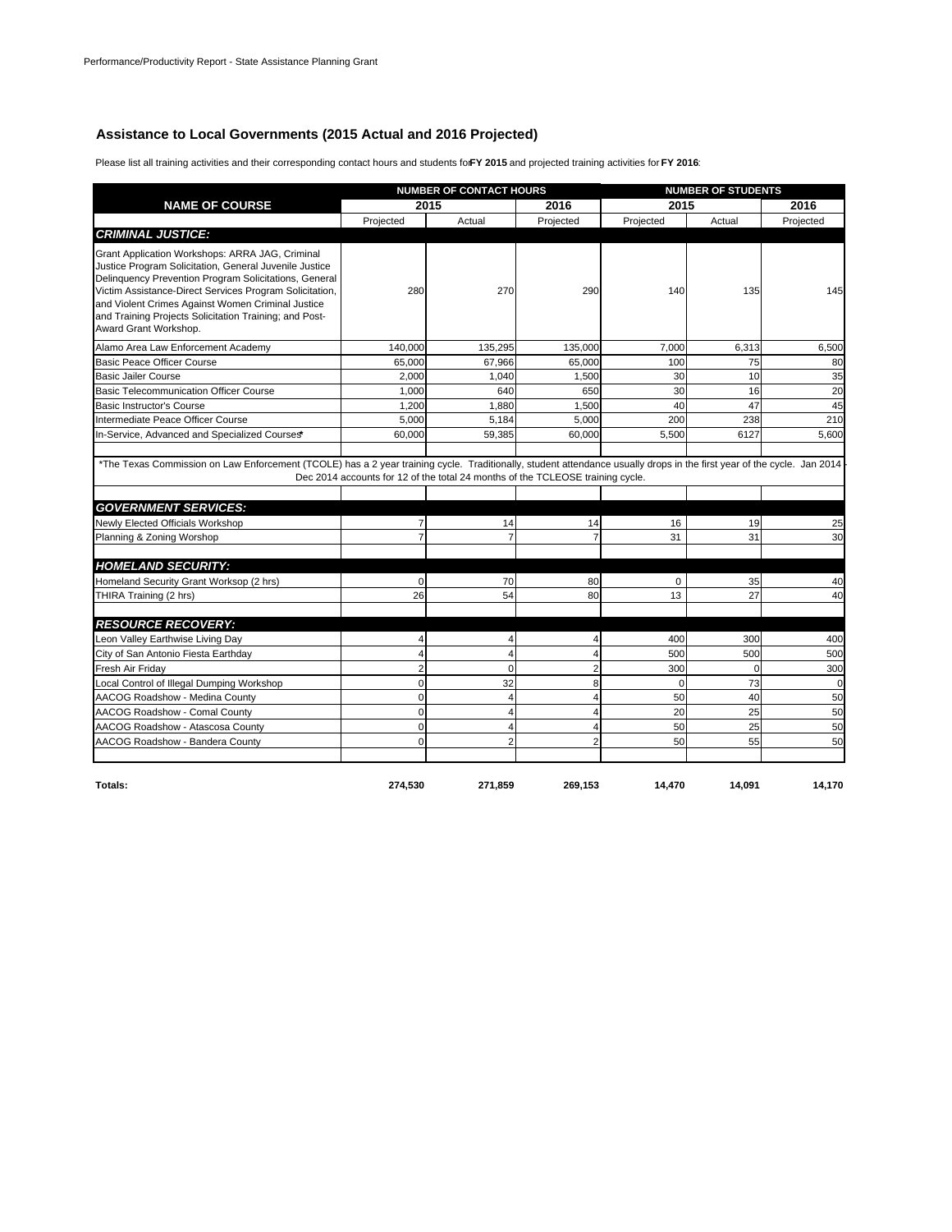## Assistance to Local Governments (2015 Actual and 2016 Projected)

Please list all training activities and their corresponding contact hours and students for **FY 2015** and projected training activities for **FY 2016**:

| NAME OF COURSE | NUMBER OF CONTACT HOURS | | | NUMBER OF STUDENTS | | |
|---|---|---|---|---|---|---|
| | 2015 | | 2016 | 2015 | | 2016 |
| | Projected | Actual | Projected | Projected | Actual | Projected |
| ***CRIMINAL JUSTICE:*** | | | | | | |
| Grant Application Workshops: ARRA JAG, Criminal Justice Program Solicitation, General Juvenile Justice Delinquency Prevention Program Solicitations, General Victim Assistance-Direct Services Program Solicitation, and Violent Crimes Against Women Criminal Justice and Training Projects Solicitation Training; and Post-Award Grant Workshop. | 280 | 270 | 290 | 140 | 135 | 145 |
| Alamo Area Law Enforcement Academy | 140,000 | 135,295 | 135,000 | 7,000 | 6,313 | 6,500 |
| Basic Peace Officer Course | 65,000 | 67,966 | 65,000 | 100 | 75 | 80 |
| Basic Jailer Course | 2,000 | 1,040 | 1,500 | 30 | 10 | 35 |
| Basic Telecommunication Officer Course | 1,000 | 640 | 650 | 30 | 16 | 20 |
| Basic Instructor's Course | 1,200 | 1,880 | 1,500 | 40 | 47 | 45 |
| Intermediate Peace Officer Course | 5,000 | 5,184 | 5,000 | 200 | 238 | 210 |
| In-Service, Advanced and Specialized Courses* | 60,000 | 59,385 | 60,000 | 5,500 | 6127 | 5,600 |
| *The Texas Commission on Law Enforcement (TCOLE) has a 2 year training cycle. Traditionally, student attendance usually drops in the first year of the cycle. Jan 2014 - Dec 2014 accounts for 12 of the total 24 months of the TCLEOSE training cycle. | | | | | | |
| ***GOVERNMENT SERVICES:*** | | | | | | |
| Newly Elected Officials Workshop | 7 | 14 | 14 | 16 | 19 | 25 |
| Planning & Zoning Worshop | 7 | 7 | 7 | 31 | 31 | 30 |
| ***HOMELAND SECURITY:*** | | | | | | |
| Homeland Security Grant Worksop (2 hrs) | 0 | 70 | 80 | 0 | 35 | 40 |
| THIRA Training (2 hrs) | 26 | 54 | 80 | 13 | 27 | 40 |
| ***RESOURCE RECOVERY:*** | | | | | | |
| Leon Valley Earthwise Living Day | 4 | 4 | 4 | 400 | 300 | 400 |
| City of San Antonio Fiesta Earthday | 4 | 4 | 4 | 500 | 500 | 500 |
| Fresh Air Friday | 2 | 0 | 2 | 300 | 0 | 300 |
| Local Control of Illegal Dumping Workshop | 0 | 32 | 8 | 0 | 73 | 0 |
| AACOG Roadshow - Medina County | 0 | 4 | 4 | 50 | 40 | 50 |
| AACOG Roadshow - Comal County | 0 | 4 | 4 | 20 | 25 | 50 |
| AACOG Roadshow - Atascosa County | 0 | 4 | 4 | 50 | 25 | 50 |
| AACOG Roadshow - Bandera County | 0 | 2 | 2 | 50 | 55 | 50 |
| **Totals:** | **274,530** | **271,859** | **269,153** | **14,470** | **14,091** | **14,170** |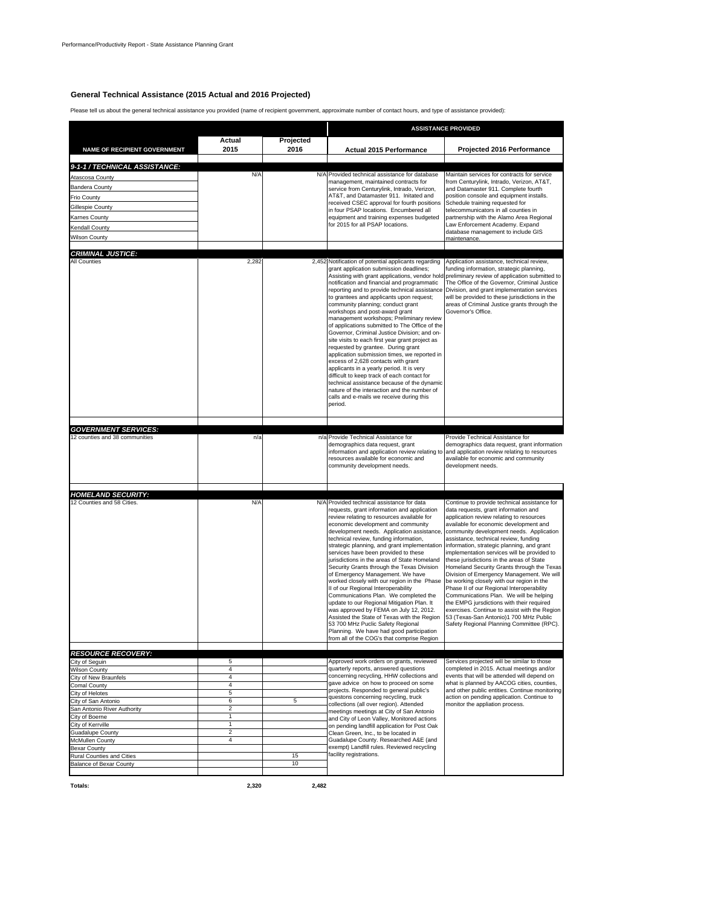Performance/Productivity Report - State Assistance Planning Grant

## General Technical Assistance (2015 Actual and 2016 Projected)

Please tell us about the general technical assistance you provided (name of recipient government, approximate number of contact hours, and type of assistance provided):

| NAME OF RECIPIENT GOVERNMENT | Actual 2015 | Projected 2016 | ASSISTANCE PROVIDED: Actual 2015 Performance | ASSISTANCE PROVIDED: Projected 2016 Performance |
|---|---|---|---|---|
| ***9-1-1 / TECHNICAL ASSISTANCE:*** | | | | |
| Atascosa County | N/A | N/A | Provided technical assistance for database management, maintained contracts for service from Centurylink, Intrado, Verizon, AT&T, and Datamaster 911. Initated and received CSEC approval for fourth positions in four PSAP locations. Encumbered all equipment and training expenses budgeted for 2015 for all PSAP locations. | Maintain services for contracts for service from Centurylink, Intrado, Verizon, AT&T, and Datamaster 911. Complete fourth position console and equipment installs. Schedule training requested for telecommunicators in all counties in partnership with the Alamo Area Regional Law Enforcement Academy. Expand database management to include GIS maintenance. |
| Bandera County | | | | |
| Frio County | | | | |
| Gillespie County | | | | |
| Karnes County | | | | |
| Kendall County | | | | |
| Wilson County | | | | |
| ***CRIMINAL JUSTICE:*** | | | | |
| All Counties | 2,282 | 2,452 | Notification of potential applicants regarding grant application submission deadlines; Assisting with grant applications, vendor hold notification and financial and programmatic reporting and to provide technical assistance to grantees and applicants upon request; community planning; conduct grant workshops and post-award grant management workshops; Preliminary review of applications submitted to The Office of the Governor, Criminal Justice Division; and on-site visits to each first year grant project as requested by grantee. During grant application submission times, we reported in excess of 2,628 contacts with grant applicants in a yearly period. It is very difficult to keep track of each contact for technical assistance because of the dynamic nature of the interaction and the number of calls and e-mails we receive during this period. | Application assistance, technical review, funding information, strategic planning, preliminary review of application submitted to The Office of the Governor, Criminal Justice Division, and grant implementation services will be provided to these jurisdictions in the areas of Criminal Justice grants through the Governor's Office. |
| ***GOVERNMENT SERVICES:*** | | | | |
| 12 counties and 38 communities | n/a | n/a | Provide Technical Assistance for demographics data request, grant information and application review relating to resources available for economic and community development needs. | Provide Technical Assistance for demographics data request, grant information and application review relating to resources available for economic and community development needs. |
| ***HOMELAND SECURITY:*** | | | | |
| 12 Counties and 58 Cities. | N/A | N/A | Provided technical assistance for data requests, grant information and application review relating to resources available for economic development and community development needs. Application assistance, technical review, funding information, strategic planning, and grant implementation services have been provided to these jurisdictions in the areas of State Homeland Security Grants through the Texas Division of Emergency Management. We have worked closely with our region in the Phase II of our Regional Interoperability Communications Plan. We completed the update to our Regional Mitigation Plan. It was approved by FEMA on July 12, 2012. Assisted the State of Texas with the Region 53 700 MHz Puclic Safety Regional Planning. We have had good participation from all of the COG's that comprise Region | Continue to provide technical assistance for data requests, grant information and application review relating to resources available for economic development and community development needs. Application assistance, technical review, funding information, strategic planning, and grant implementation services will be provided to these jurisdictions in the areas of State Homeland Security Grants through the Texas Division of Emergency Management. We will be working closely with our region in the Phase II of our Regional Interoperability Communications Plan. We will be helping the EMPG jursdictions with their required exercises. Continue to assist with the Region 53 (Texas-San Antonio)1 700 MHz Public Safety Regional Planning Committee (RPC). |
| ***RESOURCE RECOVERY:*** | | | | |
| City of Seguin | 5 | | Approved work orders on grants, reviewed quarterly reports, answered questions concerning recycling, HHW collections and gave advice on how to proceed on some projects. Responded to general public's questons concerning recycling, truck collections (all over region). Attended meetings meetings at City of San Antonio and City of Leon Valley, Monitored actions on pending landfill application for Post Oak Clean Green, Inc., to be located in Guadalupe County. Researched A&E (and exempt) Landfill rules. Reviewed recycling facility registrations. | Services projected will be similar to those completed in 2015. Actual meetings and/or events that will be attended will depend on what is planned by AACOG cities, counties, and other public entities. Continue monitoring action on pending application. Continue to monitor the appliation process. |
| Wilson County | 4 | | | |
| City of New Braunfels | 4 | | | |
| Comal County | 4 | | | |
| City of Helotes | 5 | | | |
| City of San Antonio | 6 | 5 | | |
| San Antonio River Authority | 2 | | | |
| City of Boerne | 1 | | | |
| City of Kerrville | 1 | | | |
| Guadalupe County | 2 | | | |
| McMullen County | 4 | | | |
| Bexar County | | | | |
| Rural Counties and Cities | | 15 | | |
| Balance of Bexar County | | 10 | | |
| **Totals:** | **2,320** | **2,482** | | |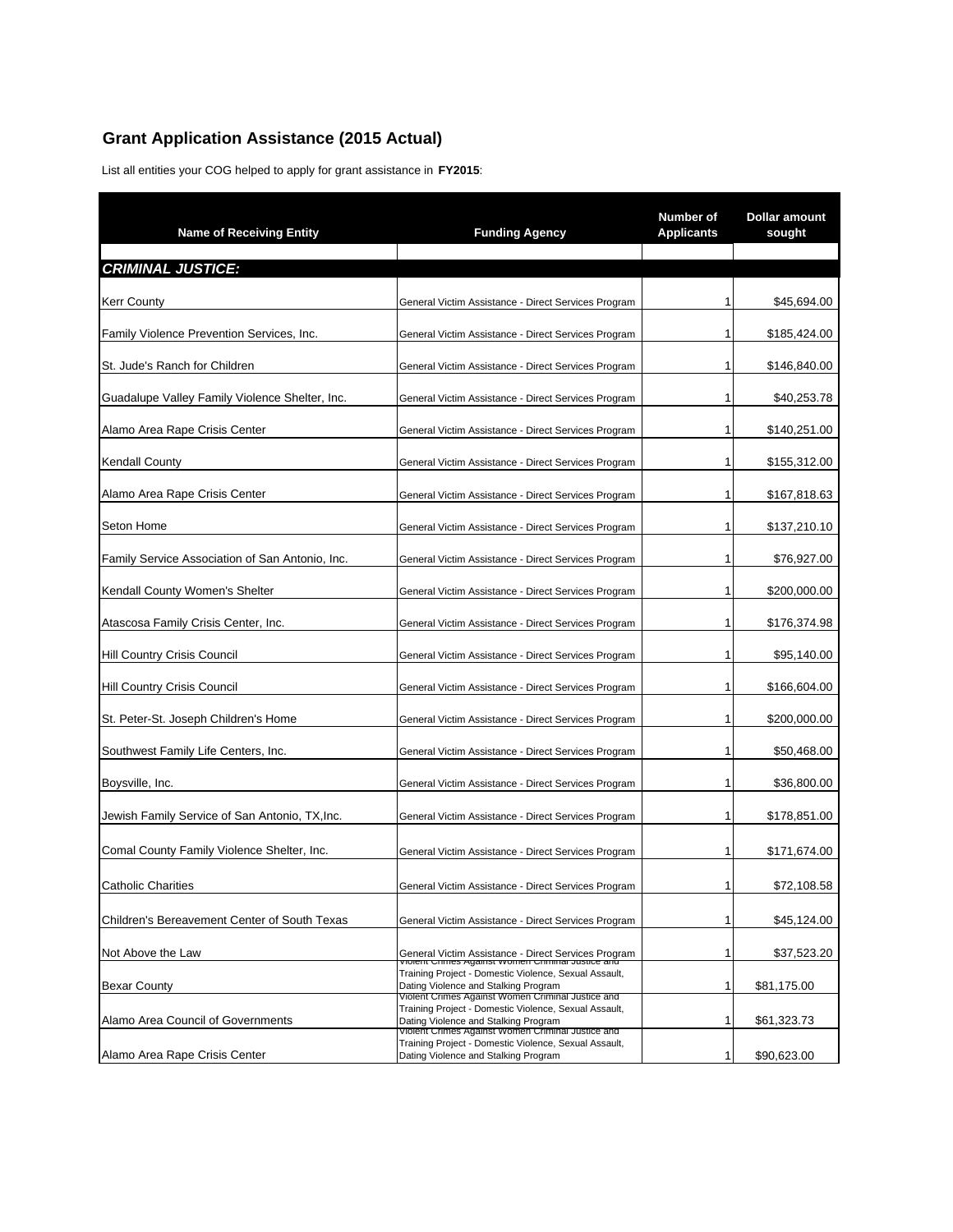## Grant Application Assistance (2015 Actual)

List all entities your COG helped to apply for grant assistance in **FY2015**:

| Name of Receiving Entity | Funding Agency | Number of Applicants | Dollar amount sought |
|---|---|---|---|
| ***CRIMINAL JUSTICE:*** | | | |
| Kerr County | General Victim Assistance - Direct Services Program | 1 | $45,694.00 |
| Family Violence Prevention Services, Inc. | General Victim Assistance - Direct Services Program | 1 | $185,424.00 |
| St. Jude's Ranch for Children | General Victim Assistance - Direct Services Program | 1 | $146,840.00 |
| Guadalupe Valley Family Violence Shelter, Inc. | General Victim Assistance - Direct Services Program | 1 | $40,253.78 |
| Alamo Area Rape Crisis Center | General Victim Assistance - Direct Services Program | 1 | $140,251.00 |
| Kendall County | General Victim Assistance - Direct Services Program | 1 | $155,312.00 |
| Alamo Area Rape Crisis Center | General Victim Assistance - Direct Services Program | 1 | $167,818.63 |
| Seton Home | General Victim Assistance - Direct Services Program | 1 | $137,210.10 |
| Family Service Association of San Antonio, Inc. | General Victim Assistance - Direct Services Program | 1 | $76,927.00 |
| Kendall County Women's Shelter | General Victim Assistance - Direct Services Program | 1 | $200,000.00 |
| Atascosa Family Crisis Center, Inc. | General Victim Assistance - Direct Services Program | 1 | $176,374.98 |
| Hill Country Crisis Council | General Victim Assistance - Direct Services Program | 1 | $95,140.00 |
| Hill Country Crisis Council | General Victim Assistance - Direct Services Program | 1 | $166,604.00 |
| St. Peter-St. Joseph Children's Home | General Victim Assistance - Direct Services Program | 1 | $200,000.00 |
| Southwest Family Life Centers, Inc. | General Victim Assistance - Direct Services Program | 1 | $50,468.00 |
| Boysville, Inc. | General Victim Assistance - Direct Services Program | 1 | $36,800.00 |
| Jewish Family Service of San Antonio, TX,Inc. | General Victim Assistance - Direct Services Program | 1 | $178,851.00 |
| Comal County Family Violence Shelter, Inc. | General Victim Assistance - Direct Services Program | 1 | $171,674.00 |
| Catholic Charities | General Victim Assistance - Direct Services Program | 1 | $72,108.58 |
| Children's Bereavement Center of South Texas | General Victim Assistance - Direct Services Program | 1 | $45,124.00 |
| Not Above the Law | General Victim Assistance - Direct Services Program | 1 | $37,523.20 |
| Bexar County | Violent Crimes Against Women Criminal Justice and Training Project - Domestic Violence, Sexual Assault, Dating Violence and Stalking Program | 1 | $81,175.00 |
| Alamo Area Council of Governments | Violent Crimes Against Women Criminal Justice and Training Project - Domestic Violence, Sexual Assault, Dating Violence and Stalking Program | 1 | $61,323.73 |
| Alamo Area Rape Crisis Center | Violent Crimes Against Women Criminal Justice and Training Project - Domestic Violence, Sexual Assault, Dating Violence and Stalking Program | 1 | $90,623.00 |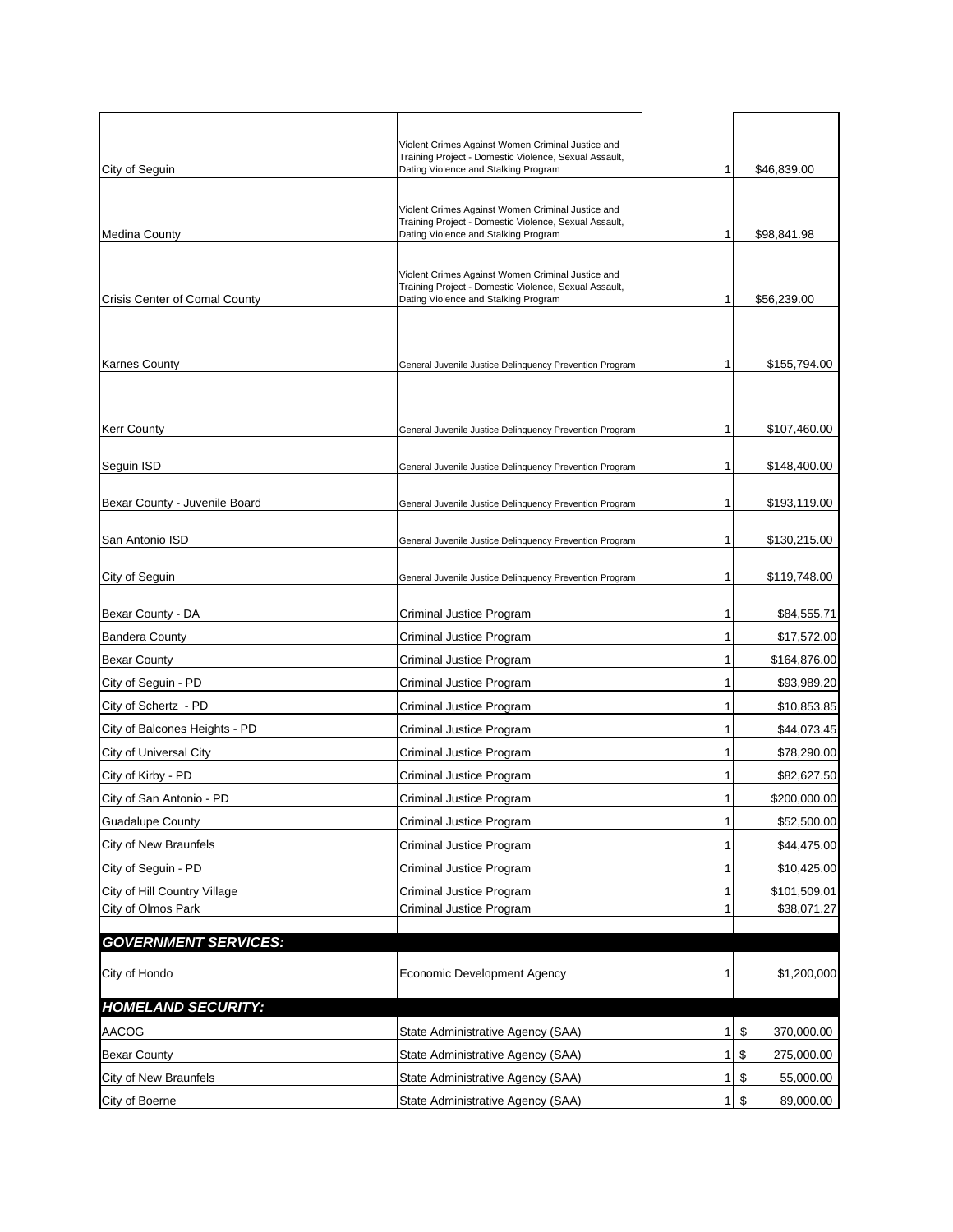| | | | |
|---|---|---|---|
| City of Seguin | Violent Crimes Against Women Criminal Justice and Training Project - Domestic Violence, Sexual Assault, Dating Violence and Stalking Program | 1 | $46,839.00 |
| Medina County | Violent Crimes Against Women Criminal Justice and Training Project - Domestic Violence, Sexual Assault, Dating Violence and Stalking Program | 1 | $98,841.98 |
| Crisis Center of Comal County | Violent Crimes Against Women Criminal Justice and Training Project - Domestic Violence, Sexual Assault, Dating Violence and Stalking Program | 1 | $56,239.00 |
| Karnes County | General Juvenile Justice Delinquency Prevention Program | 1 | $155,794.00 |
| Kerr County | General Juvenile Justice Delinquency Prevention Program | 1 | $107,460.00 |
| Seguin ISD | General Juvenile Justice Delinquency Prevention Program | 1 | $148,400.00 |
| Bexar County - Juvenile Board | General Juvenile Justice Delinquency Prevention Program | 1 | $193,119.00 |
| San Antonio ISD | General Juvenile Justice Delinquency Prevention Program | 1 | $130,215.00 |
| City of Seguin | General Juvenile Justice Delinquency Prevention Program | 1 | $119,748.00 |
| Bexar County - DA | Criminal Justice Program | 1 | $84,555.71 |
| Bandera County | Criminal Justice Program | 1 | $17,572.00 |
| Bexar County | Criminal Justice Program | 1 | $164,876.00 |
| City of Seguin - PD | Criminal Justice Program | 1 | $93,989.20 |
| City of Schertz - PD | Criminal Justice Program | 1 | $10,853.85 |
| City of Balcones Heights - PD | Criminal Justice Program | 1 | $44,073.45 |
| City of Universal City | Criminal Justice Program | 1 | $78,290.00 |
| City of Kirby - PD | Criminal Justice Program | 1 | $82,627.50 |
| City of San Antonio - PD | Criminal Justice Program | 1 | $200,000.00 |
| Guadalupe County | Criminal Justice Program | 1 | $52,500.00 |
| City of New Braunfels | Criminal Justice Program | 1 | $44,475.00 |
| City of Seguin - PD | Criminal Justice Program | 1 | $10,425.00 |
| City of Hill Country Village | Criminal Justice Program | 1 | $101,509.01 |
| City of Olmos Park | Criminal Justice Program | 1 | $38,071.27 |
| ***GOVERNMENT SERVICES:*** | | | |
| City of Hondo | Economic Development Agency | 1 | $1,200,000 |
| ***HOMELAND SECURITY:*** | | | |
| AACOG | State Administrative Agency (SAA) | 1 | $ 370,000.00 |
| Bexar County | State Administrative Agency (SAA) | 1 | $ 275,000.00 |
| City of New Braunfels | State Administrative Agency (SAA) | 1 | $ 55,000.00 |
| City of Boerne | State Administrative Agency (SAA) | 1 | $ 89,000.00 |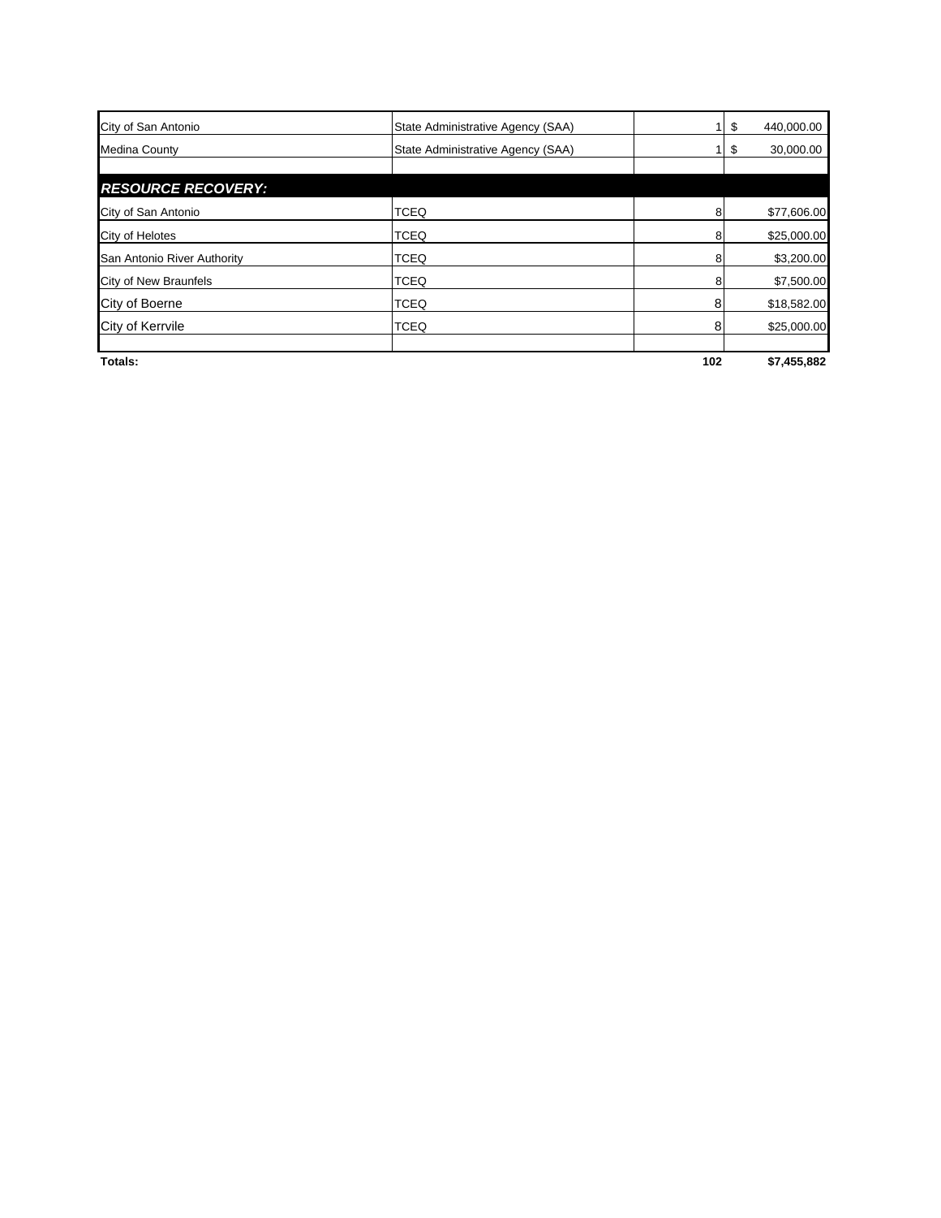| | | | |
|---|---|---|---|
| City of San Antonio | State Administrative Agency (SAA) | 1 | $ 440,000.00 |
| Medina County | State Administrative Agency (SAA) | 1 | $ 30,000.00 |
| | | | |
| ***RESOURCE RECOVERY:*** | | | |
| City of San Antonio | TCEQ | 8 | $77,606.00 |
| City of Helotes | TCEQ | 8 | $25,000.00 |
| San Antonio River Authority | TCEQ | 8 | $3,200.00 |
| City of New Braunfels | TCEQ | 8 | $7,500.00 |
| City of Boerne | TCEQ | 8 | $18,582.00 |
| City of Kerrvile | TCEQ | 8 | $25,000.00 |
| | | | |
| **Totals:** | | **102** | **$7,455,882** |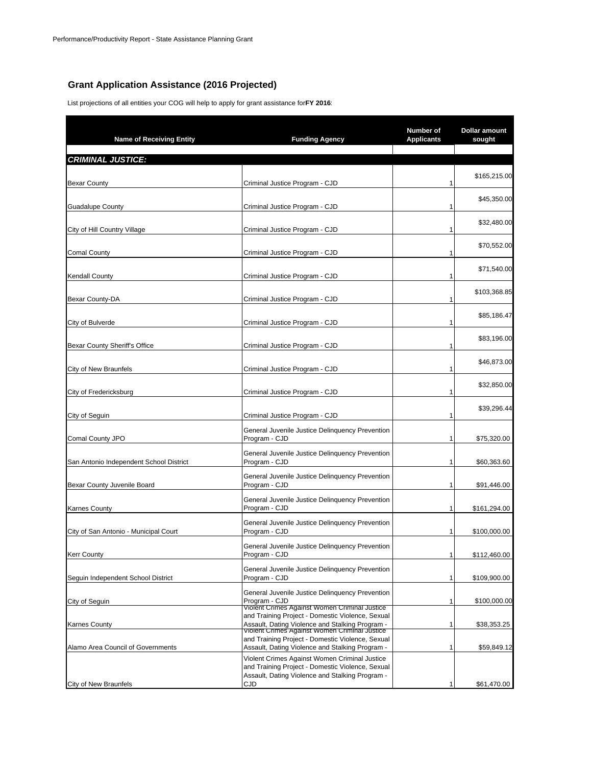Performance/Productivity Report - State Assistance Planning Grant

## Grant Application Assistance (2016 Projected)

List projections of all entities your COG will help to apply for grant assistance for **FY 2016**:

| Name of Receiving Entity | Funding Agency | Number of Applicants | Dollar amount sought |
|---|---|---|---|
| ***CRIMINAL JUSTICE:*** | | | |
| Bexar County | Criminal Justice Program - CJD | 1 | $165,215.00 |
| Guadalupe County | Criminal Justice Program - CJD | 1 | $45,350.00 |
| City of Hill Country Village | Criminal Justice Program - CJD | 1 | $32,480.00 |
| Comal County | Criminal Justice Program - CJD | 1 | $70,552.00 |
| Kendall County | Criminal Justice Program - CJD | 1 | $71,540.00 |
| Bexar County-DA | Criminal Justice Program - CJD | 1 | $103,368.85 |
| City of Bulverde | Criminal Justice Program - CJD | 1 | $85,186.47 |
| Bexar County Sheriff's Office | Criminal Justice Program - CJD | 1 | $83,196.00 |
| City of New Braunfels | Criminal Justice Program - CJD | 1 | $46,873.00 |
| City of Fredericksburg | Criminal Justice Program - CJD | 1 | $32,850.00 |
| City of Seguin | Criminal Justice Program - CJD | 1 | $39,296.44 |
| Comal County JPO | General Juvenile Justice Delinquency Prevention Program - CJD | 1 | $75,320.00 |
| San Antonio Independent School District | General Juvenile Justice Delinquency Prevention Program - CJD | 1 | $60,363.60 |
| Bexar County Juvenile Board | General Juvenile Justice Delinquency Prevention Program - CJD | 1 | $91,446.00 |
| Karnes County | General Juvenile Justice Delinquency Prevention Program - CJD | 1 | $161,294.00 |
| City of San Antonio - Municipal Court | General Juvenile Justice Delinquency Prevention Program - CJD | 1 | $100,000.00 |
| Kerr County | General Juvenile Justice Delinquency Prevention Program - CJD | 1 | $112,460.00 |
| Seguin Independent School District | General Juvenile Justice Delinquency Prevention Program - CJD | 1 | $109,900.00 |
| City of Seguin | General Juvenile Justice Delinquency Prevention Program - CJD | 1 | $100,000.00 |
| Karnes County | Violent Crimes Against Women Criminal Justice and Training Project - Domestic Violence, Sexual Assault, Dating Violence and Stalking Program - | 1 | $38,353.25 |
| Alamo Area Council of Governments | Violent Crimes Against Women Criminal Justice and Training Project - Domestic Violence, Sexual Assault, Dating Violence and Stalking Program - | 1 | $59,849.12 |
| City of New Braunfels | Violent Crimes Against Women Criminal Justice and Training Project - Domestic Violence, Sexual Assault, Dating Violence and Stalking Program - CJD | 1 | $61,470.00 |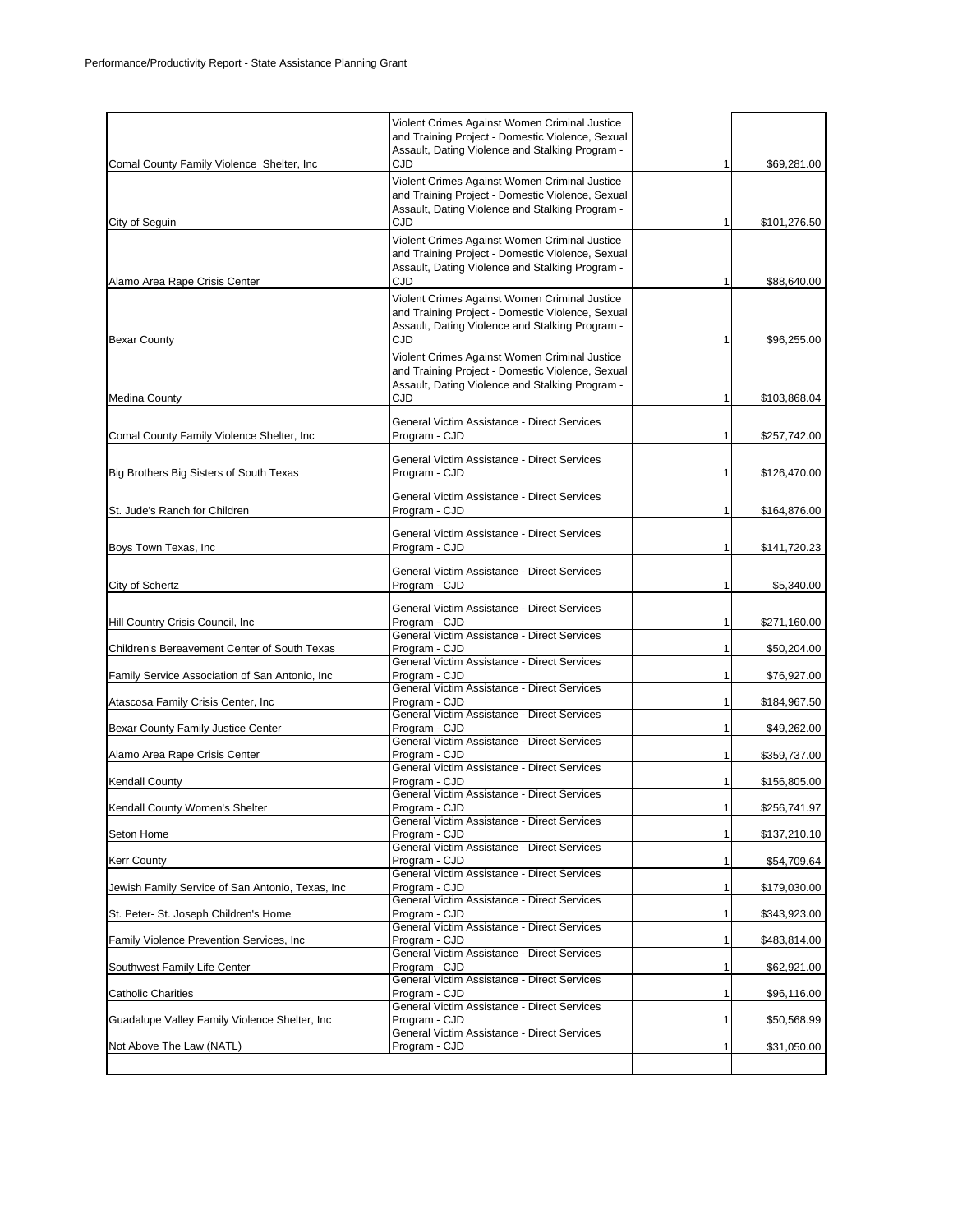| | | | |
|---|---|---|---|
| Comal County Family Violence Shelter, Inc | Violent Crimes Against Women Criminal Justice and Training Project - Domestic Violence, Sexual Assault, Dating Violence and Stalking Program - CJD | 1 | $69,281.00 |
| City of Seguin | Violent Crimes Against Women Criminal Justice and Training Project - Domestic Violence, Sexual Assault, Dating Violence and Stalking Program - CJD | 1 | $101,276.50 |
| Alamo Area Rape Crisis Center | Violent Crimes Against Women Criminal Justice and Training Project - Domestic Violence, Sexual Assault, Dating Violence and Stalking Program - CJD | 1 | $88,640.00 |
| Bexar County | Violent Crimes Against Women Criminal Justice and Training Project - Domestic Violence, Sexual Assault, Dating Violence and Stalking Program - CJD | 1 | $96,255.00 |
| Medina County | Violent Crimes Against Women Criminal Justice and Training Project - Domestic Violence, Sexual Assault, Dating Violence and Stalking Program - CJD | 1 | $103,868.04 |
| Comal County Family Violence Shelter, Inc | General Victim Assistance - Direct Services Program - CJD | 1 | $257,742.00 |
| Big Brothers Big Sisters of South Texas | General Victim Assistance - Direct Services Program - CJD | 1 | $126,470.00 |
| St. Jude's Ranch for Children | General Victim Assistance - Direct Services Program - CJD | 1 | $164,876.00 |
| Boys Town Texas, Inc | General Victim Assistance - Direct Services Program - CJD | 1 | $141,720.23 |
| City of Schertz | General Victim Assistance - Direct Services Program - CJD | 1 | $5,340.00 |
| Hill Country Crisis Council, Inc | General Victim Assistance - Direct Services Program - CJD | 1 | $271,160.00 |
| Children's Bereavement Center of South Texas | General Victim Assistance - Direct Services Program - CJD | 1 | $50,204.00 |
| Family Service Association of San Antonio, Inc | General Victim Assistance - Direct Services Program - CJD | 1 | $76,927.00 |
| Atascosa Family Crisis Center, Inc | General Victim Assistance - Direct Services Program - CJD | 1 | $184,967.50 |
| Bexar County Family Justice Center | General Victim Assistance - Direct Services Program - CJD | 1 | $49,262.00 |
| Alamo Area Rape Crisis Center | General Victim Assistance - Direct Services Program - CJD | 1 | $359,737.00 |
| Kendall County | General Victim Assistance - Direct Services Program - CJD | 1 | $156,805.00 |
| Kendall County Women's Shelter | General Victim Assistance - Direct Services Program - CJD | 1 | $256,741.97 |
| Seton Home | General Victim Assistance - Direct Services Program - CJD | 1 | $137,210.10 |
| Kerr County | General Victim Assistance - Direct Services Program - CJD | 1 | $54,709.64 |
| Jewish Family Service of San Antonio, Texas, Inc | General Victim Assistance - Direct Services Program - CJD | 1 | $179,030.00 |
| St. Peter- St. Joseph Children's Home | General Victim Assistance - Direct Services Program - CJD | 1 | $343,923.00 |
| Family Violence Prevention Services, Inc | General Victim Assistance - Direct Services Program - CJD | 1 | $483,814.00 |
| Southwest Family Life Center | General Victim Assistance - Direct Services Program - CJD | 1 | $62,921.00 |
| Catholic Charities | General Victim Assistance - Direct Services Program - CJD | 1 | $96,116.00 |
| Guadalupe Valley Family Violence Shelter, Inc | General Victim Assistance - Direct Services Program - CJD | 1 | $50,568.99 |
| Not Above The Law (NATL) | General Victim Assistance - Direct Services Program - CJD | 1 | $31,050.00 |
| | | | |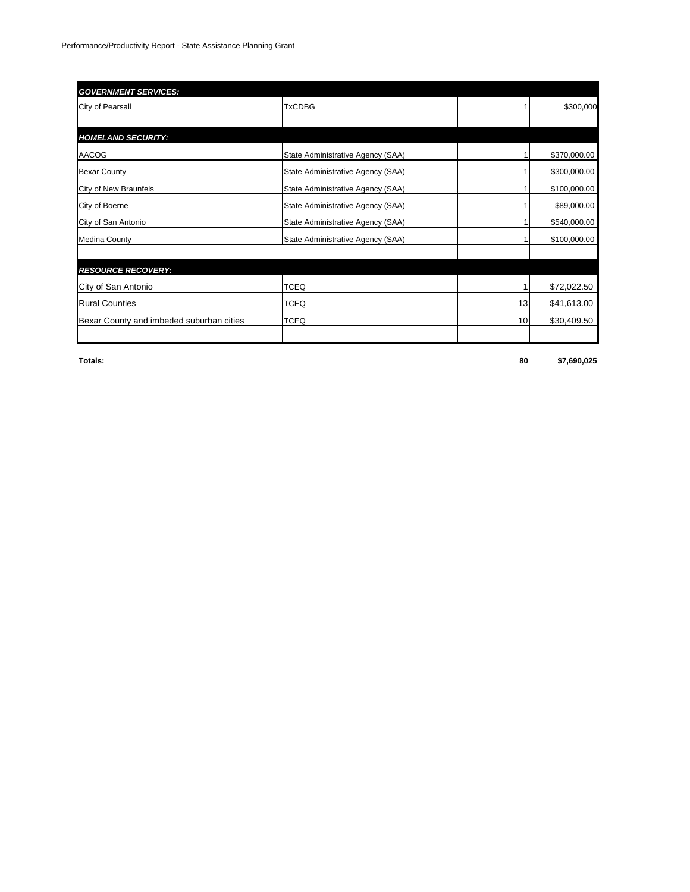Performance/Productivity Report - State Assistance Planning Grant

| | | | |
|---|---|---|---|
| ***GOVERNMENT SERVICES:*** | | | |
| City of Pearsall | TxCDBG | 1 | $300,000 |
| | | | |
| ***HOMELAND SECURITY:*** | | | |
| AACOG | State Administrative Agency (SAA) | 1 | $370,000.00 |
| Bexar County | State Administrative Agency (SAA) | 1 | $300,000.00 |
| City of New Braunfels | State Administrative Agency (SAA) | 1 | $100,000.00 |
| City of Boerne | State Administrative Agency (SAA) | 1 | $89,000.00 |
| City of San Antonio | State Administrative Agency (SAA) | 1 | $540,000.00 |
| Medina County | State Administrative Agency (SAA) | 1 | $100,000.00 |
| | | | |
| ***RESOURCE RECOVERY:*** | | | |
| City of San Antonio | TCEQ | 1 | $72,022.50 |
| Rural Counties | TCEQ | 13 | $41,613.00 |
| Bexar County and imbeded suburban cities | TCEQ | 10 | $30,409.50 |
| | | | |
| **Totals:** | | **80** | **$7,690,025** |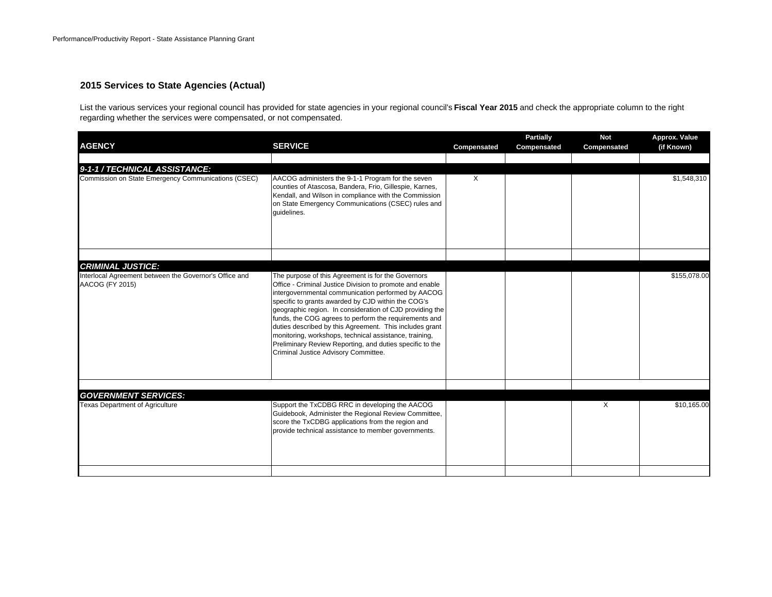## 2015 Services to State Agencies (Actual)

List the various services your regional council has provided for state agencies in your regional council's **Fiscal Year 2015** and check the appropriate column to the right regarding whether the services were compensated, or not compensated.

| AGENCY | SERVICE | Compensated | Partially Compensated | Not Compensated | Approx. Value (if Known) |
|---|---|---|---|---|---|
| ***9-1-1 / TECHNICAL ASSISTANCE:*** | | | | | |
| Commission on State Emergency Communications (CSEC) | AACOG administers the 9-1-1 Program for the seven counties of Atascosa, Bandera, Frio, Gillespie, Karnes, Kendall, and Wilson in compliance with the Commission on State Emergency Communications (CSEC) rules and guidelines. | X | | | $1,548,310 |
| ***CRIMINAL JUSTICE:*** | | | | | |
| Interlocal Agreement between the Governor's Office and AACOG (FY 2015) | The purpose of this Agreement is for the Governors Office - Criminal Justice Division to promote and enable intergovernmental communication performed by AACOG specific to grants awarded by CJD within the COG's geographic region. In consideration of CJD providing the funds, the COG agrees to perform the requirements and duties described by this Agreement. This includes grant monitoring, workshops, technical assistance, training, Preliminary Review Reporting, and duties specific to the Criminal Justice Advisory Committee. | | | | $155,078.00 |
| ***GOVERNMENT SERVICES:*** | | | | | |
| Texas Department of Agriculture | Support the TxCDBG RRC in developing the AACOG Guidebook, Administer the Regional Review Committee, score the TxCDBG applications from the region and provide technical assistance to member governments. | | | X | $10,165.00 |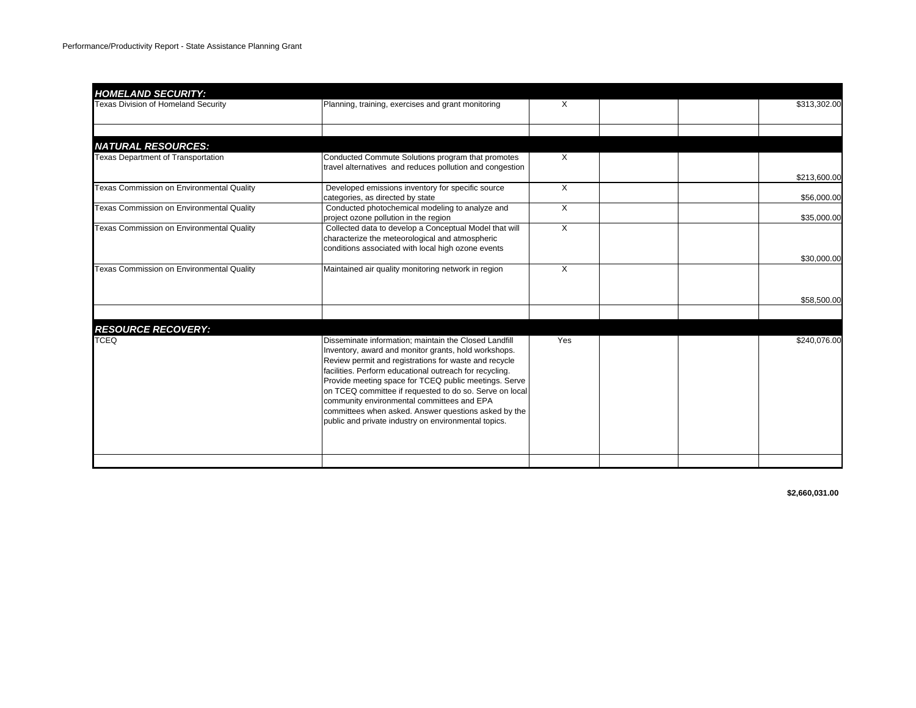Performance/Productivity Report - State Assistance Planning Grant

| | | | | | |
|---|---|---|---|---|---|
| ***HOMELAND SECURITY:*** | | | | | |
| Texas Division of Homeland Security | Planning, training, exercises and grant monitoring | X | | | $313,302.00 |
| | | | | | |
| ***NATURAL RESOURCES:*** | | | | | |
| Texas Department of Transportation | Conducted Commute Solutions program that promotes travel alternatives and reduces pollution and congestion | X | | | $213,600.00 |
| Texas Commission on Environmental Quality | Developed emissions inventory for specific source categories, as directed by state | X | | | $56,000.00 |
| Texas Commission on Environmental Quality | Conducted photochemical modeling to analyze and project ozone pollution in the region | X | | | $35,000.00 |
| Texas Commission on Environmental Quality | Collected data to develop a Conceptual Model that will characterize the meteorological and atmospheric conditions associated with local high ozone events | X | | | $30,000.00 |
| Texas Commission on Environmental Quality | Maintained air quality monitoring network in region | X | | | $58,500.00 |
| | | | | | |
| ***RESOURCE RECOVERY:*** | | | | | |
| TCEQ | Disseminate information; maintain the Closed Landfill Inventory, award and monitor grants, hold workshops. Review permit and registrations for waste and recycle facilities. Perform educational outreach for recycling. Provide meeting space for TCEQ public meetings. Serve on TCEQ committee if requested to do so. Serve on local community environmental committees and EPA committees when asked. Answer questions asked by the public and private industry on environmental topics. | Yes | | | $240,076.00 |
| | | | | | |

**$2,660,031.00**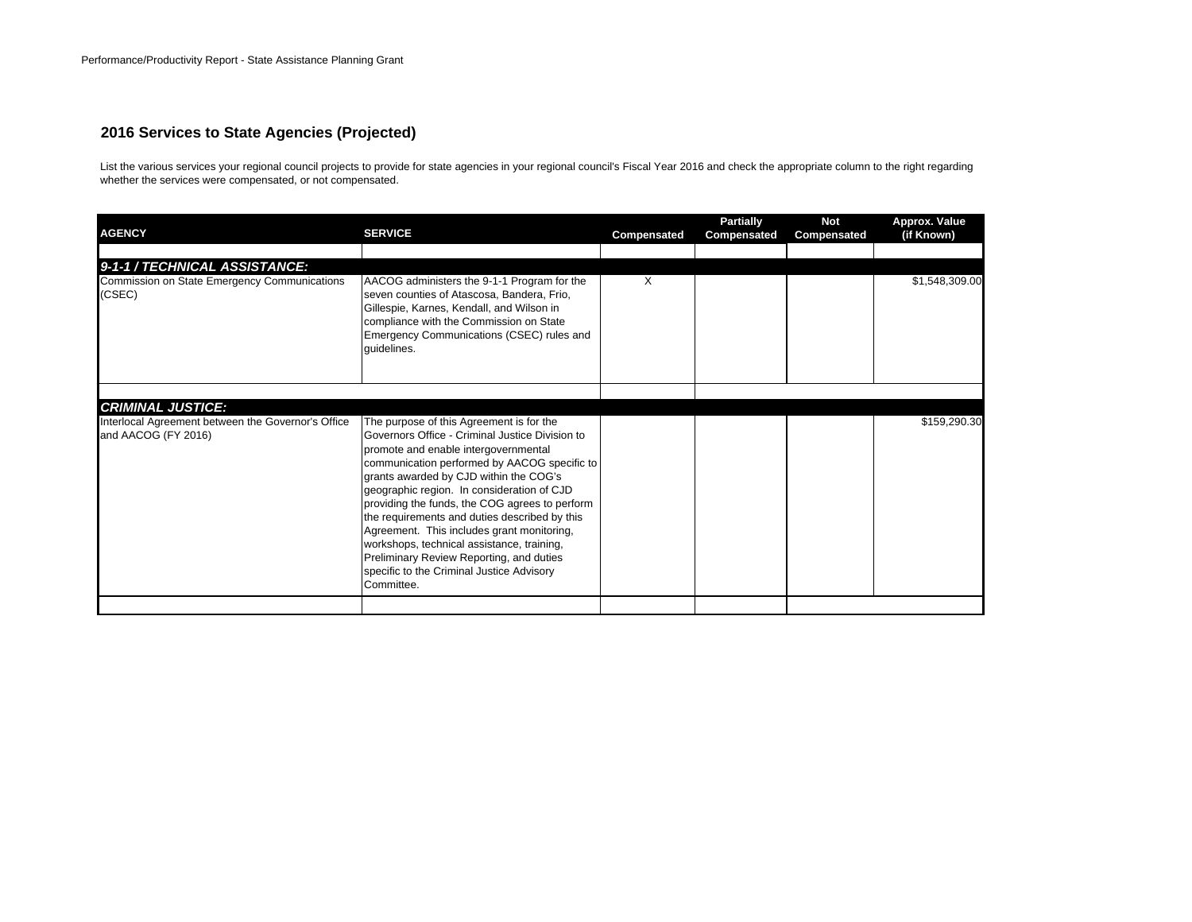## 2016 Services to State Agencies (Projected)

List the various services your regional council projects to provide for state agencies in your regional council's Fiscal Year 2016 and check the appropriate column to the right regarding whether the services were compensated, or not compensated.

| AGENCY | SERVICE | Compensated | Partially Compensated | Not Compensated | Approx. Value (if Known) |
|---|---|---|---|---|---|
| ***9-1-1 / TECHNICAL ASSISTANCE:*** | | | | | |
| Commission on State Emergency Communications (CSEC) | AACOG administers the 9-1-1 Program for the seven counties of Atascosa, Bandera, Frio, Gillespie, Karnes, Kendall, and Wilson in compliance with the Commission on State Emergency Communications (CSEC) rules and guidelines. | X | | | $1,548,309.00 |
| ***CRIMINAL JUSTICE:*** | | | | | |
| Interlocal Agreement between the Governor's Office and AACOG (FY 2016) | The purpose of this Agreement is for the Governors Office - Criminal Justice Division to promote and enable intergovernmental communication performed by AACOG specific to grants awarded by CJD within the COG's geographic region. In consideration of CJD providing the funds, the COG agrees to perform the requirements and duties described by this Agreement. This includes grant monitoring, workshops, technical assistance, training, Preliminary Review Reporting, and duties specific to the Criminal Justice Advisory Committee. | | | | $159,290.30 |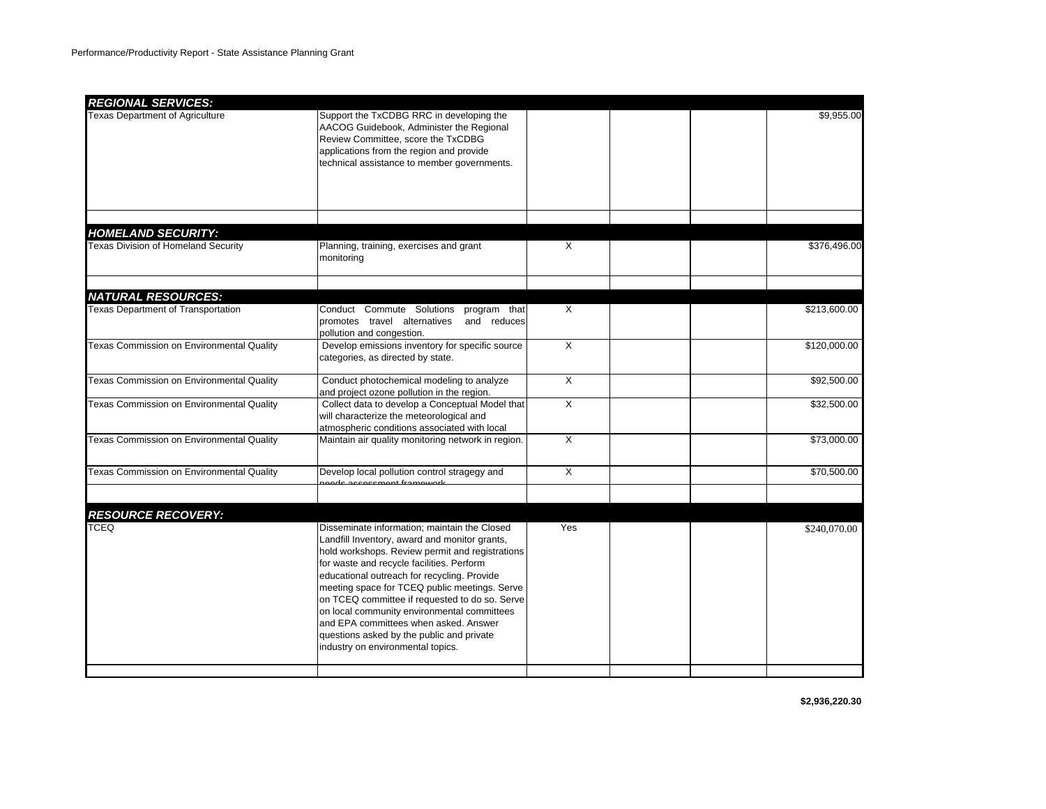| | | | | | |
|---|---|---|---|---|---|
| ***REGIONAL SERVICES:*** | | | | | |
| Texas Department of Agriculture | Support the TxCDBG RRC in developing the AACOG Guidebook, Administer the Regional Review Committee, score the TxCDBG applications from the region and provide technical assistance to member governments. | | | | $9,955.00 |
| | | | | | |
| ***HOMELAND SECURITY:*** | | | | | |
| Texas Division of Homeland Security | Planning, training, exercises and grant monitoring | X | | | $376,496.00 |
| | | | | | |
| ***NATURAL RESOURCES:*** | | | | | |
| Texas Department of Transportation | Conduct Commute Solutions program that promotes travel alternatives and reduces pollution and congestion. | X | | | $213,600.00 |
| Texas Commission on Environmental Quality | Develop emissions inventory for specific source categories, as directed by state. | X | | | $120,000.00 |
| Texas Commission on Environmental Quality | Conduct photochemical modeling to analyze and project ozone pollution in the region. | X | | | $92,500.00 |
| Texas Commission on Environmental Quality | Collect data to develop a Conceptual Model that will characterize the meteorological and atmospheric conditions associated with local | X | | | $32,500.00 |
| Texas Commission on Environmental Quality | Maintain air quality monitoring network in region. | X | | | $73,000.00 |
| Texas Commission on Environmental Quality | Develop local pollution control stragegy and needs assessment framework | X | | | $70,500.00 |
| | | | | | |
| ***RESOURCE RECOVERY:*** | | | | | |
| TCEQ | Disseminate information; maintain the Closed Landfill Inventory, award and monitor grants, hold workshops. Review permit and registrations for waste and recycle facilities. Perform educational outreach for recycling. Provide meeting space for TCEQ public meetings. Serve on TCEQ committee if requested to do so. Serve on local community environmental committees and EPA committees when asked. Answer questions asked by the public and private industry on environmental topics. | Yes | | | $240,070.00 |
| | | | | | |

**$2,936,220.30**